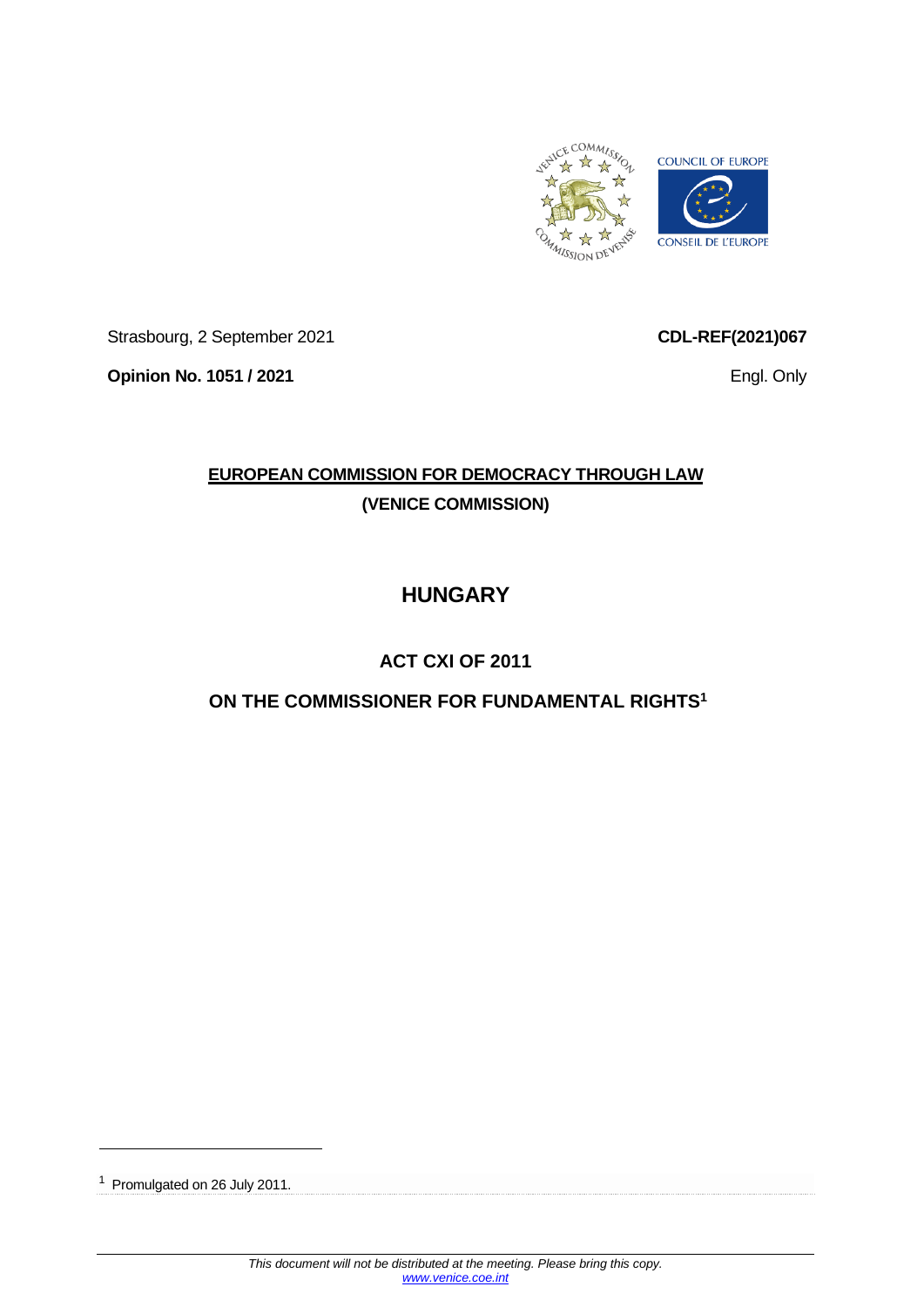Strasbourg, 2 September 2021

**CDL-REF(2021)067**

**Opinion No. 1051 / 2021**

Engl. Only

**EUROPEAN COMMISSION FOR DEMOCRACY THROUGH LAW**

**(VENICE COMMISSION)**

# HUNGARY

## ACT CXI OF 2011

## ON THE COMMISSIONER FOR FUNDAMENTAL RIGHTS[1]

---

[1] Promulgated on 26 July 2011.

*This document will not be distributed at the meeting. Please bring this copy.*
*www.venice.coe.int*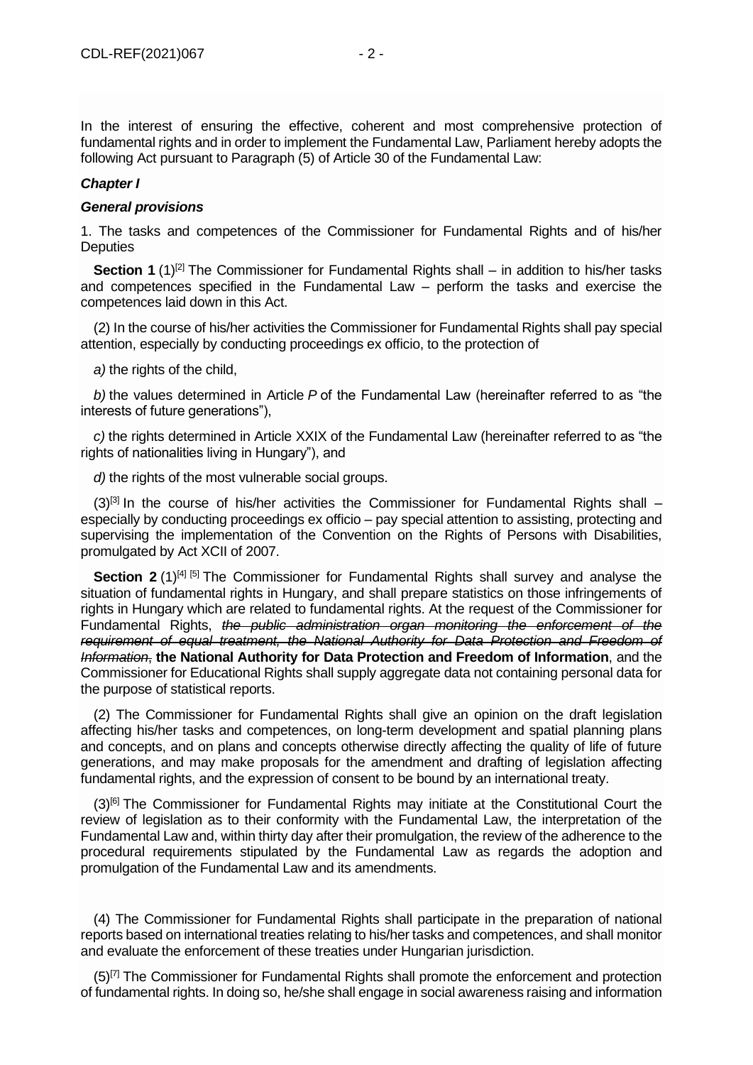In the interest of ensuring the effective, coherent and most comprehensive protection of fundamental rights and in order to implement the Fundamental Law, Parliament hereby adopts the following Act pursuant to Paragraph (5) of Article 30 of the Fundamental Law:

***Chapter I***

***General provisions***

1. The tasks and competences of the Commissioner for Fundamental Rights and of his/her Deputies

**Section 1** (1)[2] The Commissioner for Fundamental Rights shall – in addition to his/her tasks and competences specified in the Fundamental Law – perform the tasks and exercise the competences laid down in this Act.

(2) In the course of his/her activities the Commissioner for Fundamental Rights shall pay special attention, especially by conducting proceedings ex officio, to the protection of

*a)* the rights of the child,

*b)* the values determined in Article *P* of the Fundamental Law (hereinafter referred to as "the interests of future generations"),

*c)* the rights determined in Article XXIX of the Fundamental Law (hereinafter referred to as "the rights of nationalities living in Hungary"), and

*d)* the rights of the most vulnerable social groups.

(3)[3] In the course of his/her activities the Commissioner for Fundamental Rights shall – especially by conducting proceedings ex officio – pay special attention to assisting, protecting and supervising the implementation of the Convention on the Rights of Persons with Disabilities, promulgated by Act XCII of 2007.

**Section 2** (1)[4] [5] The Commissioner for Fundamental Rights shall survey and analyse the situation of fundamental rights in Hungary, and shall prepare statistics on those infringements of rights in Hungary which are related to fundamental rights. At the request of the Commissioner for Fundamental Rights, ~~*the public administration organ monitoring the enforcement of the requirement of equal treatment, the National Authority for Data Protection and Freedom of Information,*~~ **the National Authority for Data Protection and Freedom of Information**, and the Commissioner for Educational Rights shall supply aggregate data not containing personal data for the purpose of statistical reports.

(2) The Commissioner for Fundamental Rights shall give an opinion on the draft legislation affecting his/her tasks and competences, on long-term development and spatial planning plans and concepts, and on plans and concepts otherwise directly affecting the quality of life of future generations, and may make proposals for the amendment and drafting of legislation affecting fundamental rights, and the expression of consent to be bound by an international treaty.

(3)[6] The Commissioner for Fundamental Rights may initiate at the Constitutional Court the review of legislation as to their conformity with the Fundamental Law, the interpretation of the Fundamental Law and, within thirty day after their promulgation, the review of the adherence to the procedural requirements stipulated by the Fundamental Law as regards the adoption and promulgation of the Fundamental Law and its amendments.

(4) The Commissioner for Fundamental Rights shall participate in the preparation of national reports based on international treaties relating to his/her tasks and competences, and shall monitor and evaluate the enforcement of these treaties under Hungarian jurisdiction.

(5)[7] The Commissioner for Fundamental Rights shall promote the enforcement and protection of fundamental rights. In doing so, he/she shall engage in social awareness raising and information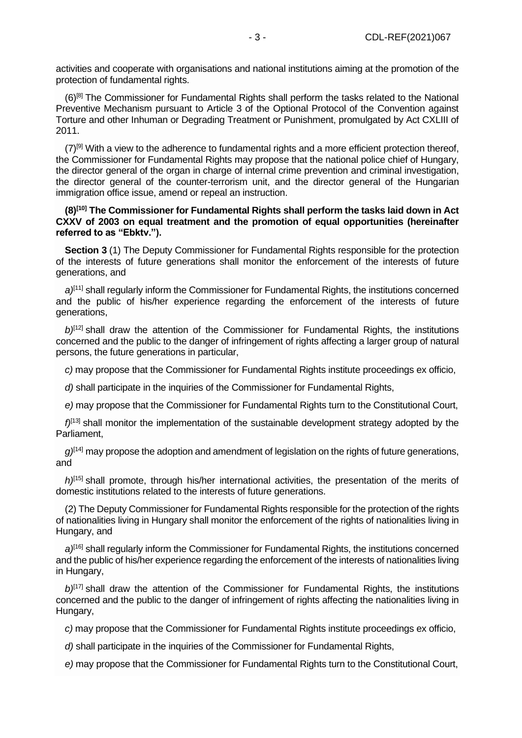activities and cooperate with organisations and national institutions aiming at the promotion of the protection of fundamental rights.

(6)[8] The Commissioner for Fundamental Rights shall perform the tasks related to the National Preventive Mechanism pursuant to Article 3 of the Optional Protocol of the Convention against Torture and other Inhuman or Degrading Treatment or Punishment, promulgated by Act CXLIII of 2011.

(7)[9] With a view to the adherence to fundamental rights and a more efficient protection thereof, the Commissioner for Fundamental Rights may propose that the national police chief of Hungary, the director general of the organ in charge of internal crime prevention and criminal investigation, the director general of the counter-terrorism unit, and the director general of the Hungarian immigration office issue, amend or repeal an instruction.

**(8)[10] The Commissioner for Fundamental Rights shall perform the tasks laid down in Act CXXV of 2003 on equal treatment and the promotion of equal opportunities (hereinafter referred to as "Ebktv.").**

**Section 3** (1) The Deputy Commissioner for Fundamental Rights responsible for the protection of the interests of future generations shall monitor the enforcement of the interests of future generations, and

*a)*[11] shall regularly inform the Commissioner for Fundamental Rights, the institutions concerned and the public of his/her experience regarding the enforcement of the interests of future generations,

*b)*[12] shall draw the attention of the Commissioner for Fundamental Rights, the institutions concerned and the public to the danger of infringement of rights affecting a larger group of natural persons, the future generations in particular,

*c)* may propose that the Commissioner for Fundamental Rights institute proceedings ex officio,

*d)* shall participate in the inquiries of the Commissioner for Fundamental Rights,

*e)* may propose that the Commissioner for Fundamental Rights turn to the Constitutional Court,

*f)*[13] shall monitor the implementation of the sustainable development strategy adopted by the Parliament,

*g)*[14] may propose the adoption and amendment of legislation on the rights of future generations, and

*h)*[15] shall promote, through his/her international activities, the presentation of the merits of domestic institutions related to the interests of future generations.

(2) The Deputy Commissioner for Fundamental Rights responsible for the protection of the rights of nationalities living in Hungary shall monitor the enforcement of the rights of nationalities living in Hungary, and

*a)*[16] shall regularly inform the Commissioner for Fundamental Rights, the institutions concerned and the public of his/her experience regarding the enforcement of the interests of nationalities living in Hungary,

*b)*[17] shall draw the attention of the Commissioner for Fundamental Rights, the institutions concerned and the public to the danger of infringement of rights affecting the nationalities living in Hungary,

*c)* may propose that the Commissioner for Fundamental Rights institute proceedings ex officio,

*d)* shall participate in the inquiries of the Commissioner for Fundamental Rights,

*e)* may propose that the Commissioner for Fundamental Rights turn to the Constitutional Court,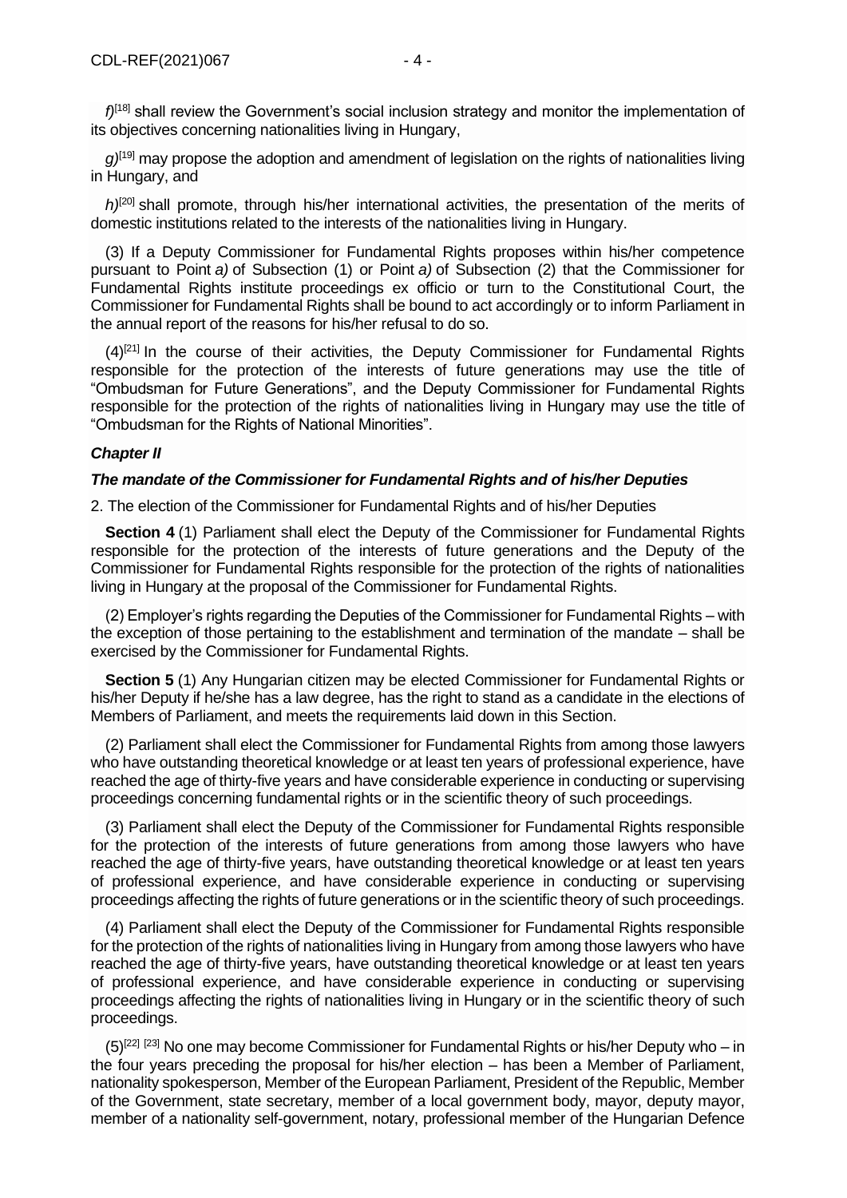*f)*[18] shall review the Government's social inclusion strategy and monitor the implementation of its objectives concerning nationalities living in Hungary,

*g)*[19] may propose the adoption and amendment of legislation on the rights of nationalities living in Hungary, and

*h)*[20] shall promote, through his/her international activities, the presentation of the merits of domestic institutions related to the interests of the nationalities living in Hungary.

(3) If a Deputy Commissioner for Fundamental Rights proposes within his/her competence pursuant to Point *a)* of Subsection (1) or Point *a)* of Subsection (2) that the Commissioner for Fundamental Rights institute proceedings ex officio or turn to the Constitutional Court, the Commissioner for Fundamental Rights shall be bound to act accordingly or to inform Parliament in the annual report of the reasons for his/her refusal to do so.

(4)[21] In the course of their activities, the Deputy Commissioner for Fundamental Rights responsible for the protection of the interests of future generations may use the title of "Ombudsman for Future Generations", and the Deputy Commissioner for Fundamental Rights responsible for the protection of the rights of nationalities living in Hungary may use the title of "Ombudsman for the Rights of National Minorities".

### *Chapter II*

### *The mandate of the Commissioner for Fundamental Rights and of his/her Deputies*

2. The election of the Commissioner for Fundamental Rights and of his/her Deputies

**Section 4** (1) Parliament shall elect the Deputy of the Commissioner for Fundamental Rights responsible for the protection of the interests of future generations and the Deputy of the Commissioner for Fundamental Rights responsible for the protection of the rights of nationalities living in Hungary at the proposal of the Commissioner for Fundamental Rights.

(2) Employer's rights regarding the Deputies of the Commissioner for Fundamental Rights – with the exception of those pertaining to the establishment and termination of the mandate – shall be exercised by the Commissioner for Fundamental Rights.

**Section 5** (1) Any Hungarian citizen may be elected Commissioner for Fundamental Rights or his/her Deputy if he/she has a law degree, has the right to stand as a candidate in the elections of Members of Parliament, and meets the requirements laid down in this Section.

(2) Parliament shall elect the Commissioner for Fundamental Rights from among those lawyers who have outstanding theoretical knowledge or at least ten years of professional experience, have reached the age of thirty-five years and have considerable experience in conducting or supervising proceedings concerning fundamental rights or in the scientific theory of such proceedings.

(3) Parliament shall elect the Deputy of the Commissioner for Fundamental Rights responsible for the protection of the interests of future generations from among those lawyers who have reached the age of thirty-five years, have outstanding theoretical knowledge or at least ten years of professional experience, and have considerable experience in conducting or supervising proceedings affecting the rights of future generations or in the scientific theory of such proceedings.

(4) Parliament shall elect the Deputy of the Commissioner for Fundamental Rights responsible for the protection of the rights of nationalities living in Hungary from among those lawyers who have reached the age of thirty-five years, have outstanding theoretical knowledge or at least ten years of professional experience, and have considerable experience in conducting or supervising proceedings affecting the rights of nationalities living in Hungary or in the scientific theory of such proceedings.

(5)[22] [23] No one may become Commissioner for Fundamental Rights or his/her Deputy who – in the four years preceding the proposal for his/her election – has been a Member of Parliament, nationality spokesperson, Member of the European Parliament, President of the Republic, Member of the Government, state secretary, member of a local government body, mayor, deputy mayor, member of a nationality self-government, notary, professional member of the Hungarian Defence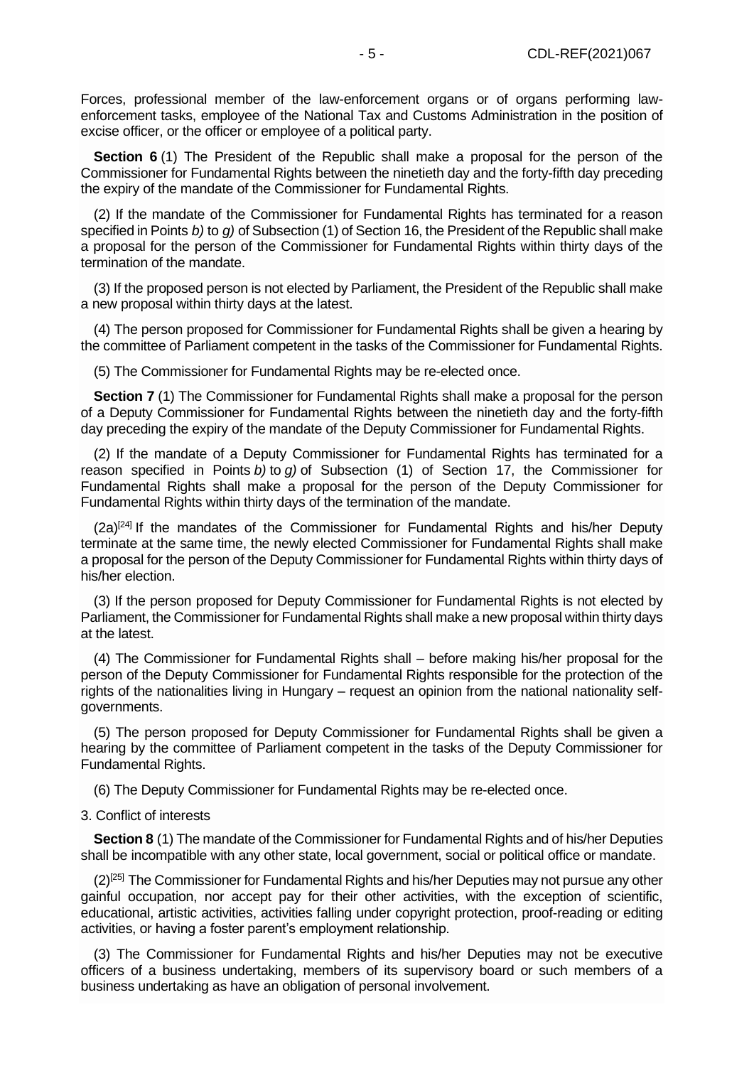Forces, professional member of the law-enforcement organs or of organs performing law-enforcement tasks, employee of the National Tax and Customs Administration in the position of excise officer, or the officer or employee of a political party.

**Section 6** (1) The President of the Republic shall make a proposal for the person of the Commissioner for Fundamental Rights between the ninetieth day and the forty-fifth day preceding the expiry of the mandate of the Commissioner for Fundamental Rights.

(2) If the mandate of the Commissioner for Fundamental Rights has terminated for a reason specified in Points *b)* to *g)* of Subsection (1) of Section 16, the President of the Republic shall make a proposal for the person of the Commissioner for Fundamental Rights within thirty days of the termination of the mandate.

(3) If the proposed person is not elected by Parliament, the President of the Republic shall make a new proposal within thirty days at the latest.

(4) The person proposed for Commissioner for Fundamental Rights shall be given a hearing by the committee of Parliament competent in the tasks of the Commissioner for Fundamental Rights.

(5) The Commissioner for Fundamental Rights may be re-elected once.

**Section 7** (1) The Commissioner for Fundamental Rights shall make a proposal for the person of a Deputy Commissioner for Fundamental Rights between the ninetieth day and the forty-fifth day preceding the expiry of the mandate of the Deputy Commissioner for Fundamental Rights.

(2) If the mandate of a Deputy Commissioner for Fundamental Rights has terminated for a reason specified in Points *b)* to *g)* of Subsection (1) of Section 17, the Commissioner for Fundamental Rights shall make a proposal for the person of the Deputy Commissioner for Fundamental Rights within thirty days of the termination of the mandate.

(2a)[24] If the mandates of the Commissioner for Fundamental Rights and his/her Deputy terminate at the same time, the newly elected Commissioner for Fundamental Rights shall make a proposal for the person of the Deputy Commissioner for Fundamental Rights within thirty days of his/her election.

(3) If the person proposed for Deputy Commissioner for Fundamental Rights is not elected by Parliament, the Commissioner for Fundamental Rights shall make a new proposal within thirty days at the latest.

(4) The Commissioner for Fundamental Rights shall – before making his/her proposal for the person of the Deputy Commissioner for Fundamental Rights responsible for the protection of the rights of the nationalities living in Hungary – request an opinion from the national nationality self-governments.

(5) The person proposed for Deputy Commissioner for Fundamental Rights shall be given a hearing by the committee of Parliament competent in the tasks of the Deputy Commissioner for Fundamental Rights.

(6) The Deputy Commissioner for Fundamental Rights may be re-elected once.

3. Conflict of interests

**Section 8** (1) The mandate of the Commissioner for Fundamental Rights and of his/her Deputies shall be incompatible with any other state, local government, social or political office or mandate.

(2)[25] The Commissioner for Fundamental Rights and his/her Deputies may not pursue any other gainful occupation, nor accept pay for their other activities, with the exception of scientific, educational, artistic activities, activities falling under copyright protection, proof-reading or editing activities, or having a foster parent's employment relationship.

(3) The Commissioner for Fundamental Rights and his/her Deputies may not be executive officers of a business undertaking, members of its supervisory board or such members of a business undertaking as have an obligation of personal involvement.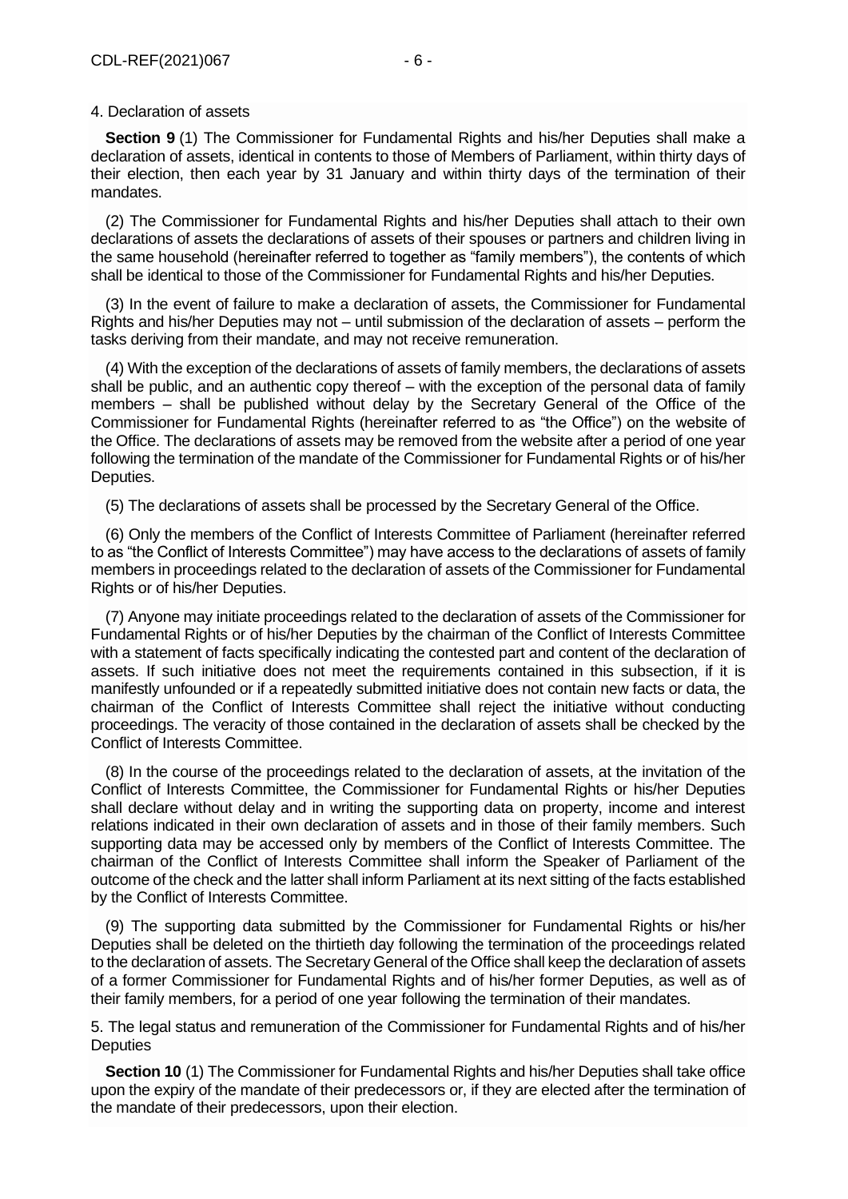4. Declaration of assets

**Section 9** (1) The Commissioner for Fundamental Rights and his/her Deputies shall make a declaration of assets, identical in contents to those of Members of Parliament, within thirty days of their election, then each year by 31 January and within thirty days of the termination of their mandates.

(2) The Commissioner for Fundamental Rights and his/her Deputies shall attach to their own declarations of assets the declarations of assets of their spouses or partners and children living in the same household (hereinafter referred to together as "family members"), the contents of which shall be identical to those of the Commissioner for Fundamental Rights and his/her Deputies.

(3) In the event of failure to make a declaration of assets, the Commissioner for Fundamental Rights and his/her Deputies may not – until submission of the declaration of assets – perform the tasks deriving from their mandate, and may not receive remuneration.

(4) With the exception of the declarations of assets of family members, the declarations of assets shall be public, and an authentic copy thereof – with the exception of the personal data of family members – shall be published without delay by the Secretary General of the Office of the Commissioner for Fundamental Rights (hereinafter referred to as "the Office") on the website of the Office. The declarations of assets may be removed from the website after a period of one year following the termination of the mandate of the Commissioner for Fundamental Rights or of his/her Deputies.

(5) The declarations of assets shall be processed by the Secretary General of the Office.

(6) Only the members of the Conflict of Interests Committee of Parliament (hereinafter referred to as "the Conflict of Interests Committee") may have access to the declarations of assets of family members in proceedings related to the declaration of assets of the Commissioner for Fundamental Rights or of his/her Deputies.

(7) Anyone may initiate proceedings related to the declaration of assets of the Commissioner for Fundamental Rights or of his/her Deputies by the chairman of the Conflict of Interests Committee with a statement of facts specifically indicating the contested part and content of the declaration of assets. If such initiative does not meet the requirements contained in this subsection, if it is manifestly unfounded or if a repeatedly submitted initiative does not contain new facts or data, the chairman of the Conflict of Interests Committee shall reject the initiative without conducting proceedings. The veracity of those contained in the declaration of assets shall be checked by the Conflict of Interests Committee.

(8) In the course of the proceedings related to the declaration of assets, at the invitation of the Conflict of Interests Committee, the Commissioner for Fundamental Rights or his/her Deputies shall declare without delay and in writing the supporting data on property, income and interest relations indicated in their own declaration of assets and in those of their family members. Such supporting data may be accessed only by members of the Conflict of Interests Committee. The chairman of the Conflict of Interests Committee shall inform the Speaker of Parliament of the outcome of the check and the latter shall inform Parliament at its next sitting of the facts established by the Conflict of Interests Committee.

(9) The supporting data submitted by the Commissioner for Fundamental Rights or his/her Deputies shall be deleted on the thirtieth day following the termination of the proceedings related to the declaration of assets. The Secretary General of the Office shall keep the declaration of assets of a former Commissioner for Fundamental Rights and of his/her former Deputies, as well as of their family members, for a period of one year following the termination of their mandates.

5. The legal status and remuneration of the Commissioner for Fundamental Rights and of his/her Deputies

**Section 10** (1) The Commissioner for Fundamental Rights and his/her Deputies shall take office upon the expiry of the mandate of their predecessors or, if they are elected after the termination of the mandate of their predecessors, upon their election.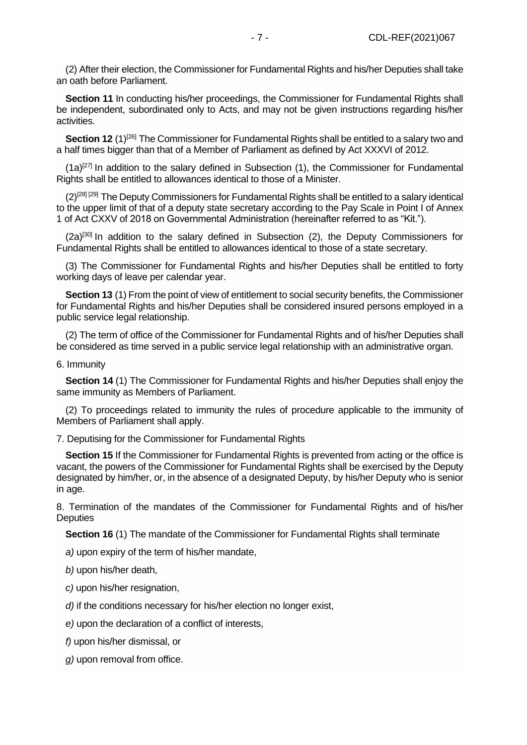(2) After their election, the Commissioner for Fundamental Rights and his/her Deputies shall take an oath before Parliament.

**Section 11** In conducting his/her proceedings, the Commissioner for Fundamental Rights shall be independent, subordinated only to Acts, and may not be given instructions regarding his/her activities.

**Section 12** (1)[26] The Commissioner for Fundamental Rights shall be entitled to a salary two and a half times bigger than that of a Member of Parliament as defined by Act XXXVI of 2012.

(1a)[27] In addition to the salary defined in Subsection (1), the Commissioner for Fundamental Rights shall be entitled to allowances identical to those of a Minister.

(2)[28] [29] The Deputy Commissioners for Fundamental Rights shall be entitled to a salary identical to the upper limit of that of a deputy state secretary according to the Pay Scale in Point I of Annex 1 of Act CXXV of 2018 on Governmental Administration (hereinafter referred to as "Kit.").

(2a)[30] In addition to the salary defined in Subsection (2), the Deputy Commissioners for Fundamental Rights shall be entitled to allowances identical to those of a state secretary.

(3) The Commissioner for Fundamental Rights and his/her Deputies shall be entitled to forty working days of leave per calendar year.

**Section 13** (1) From the point of view of entitlement to social security benefits, the Commissioner for Fundamental Rights and his/her Deputies shall be considered insured persons employed in a public service legal relationship.

(2) The term of office of the Commissioner for Fundamental Rights and of his/her Deputies shall be considered as time served in a public service legal relationship with an administrative organ.

6. Immunity

**Section 14** (1) The Commissioner for Fundamental Rights and his/her Deputies shall enjoy the same immunity as Members of Parliament.

(2) To proceedings related to immunity the rules of procedure applicable to the immunity of Members of Parliament shall apply.

7. Deputising for the Commissioner for Fundamental Rights

**Section 15** If the Commissioner for Fundamental Rights is prevented from acting or the office is vacant, the powers of the Commissioner for Fundamental Rights shall be exercised by the Deputy designated by him/her, or, in the absence of a designated Deputy, by his/her Deputy who is senior in age.

8. Termination of the mandates of the Commissioner for Fundamental Rights and of his/her Deputies

**Section 16** (1) The mandate of the Commissioner for Fundamental Rights shall terminate

*a)* upon expiry of the term of his/her mandate,

*b)* upon his/her death,

*c)* upon his/her resignation,

*d)* if the conditions necessary for his/her election no longer exist,

*e)* upon the declaration of a conflict of interests,

*f)* upon his/her dismissal, or

*g)* upon removal from office.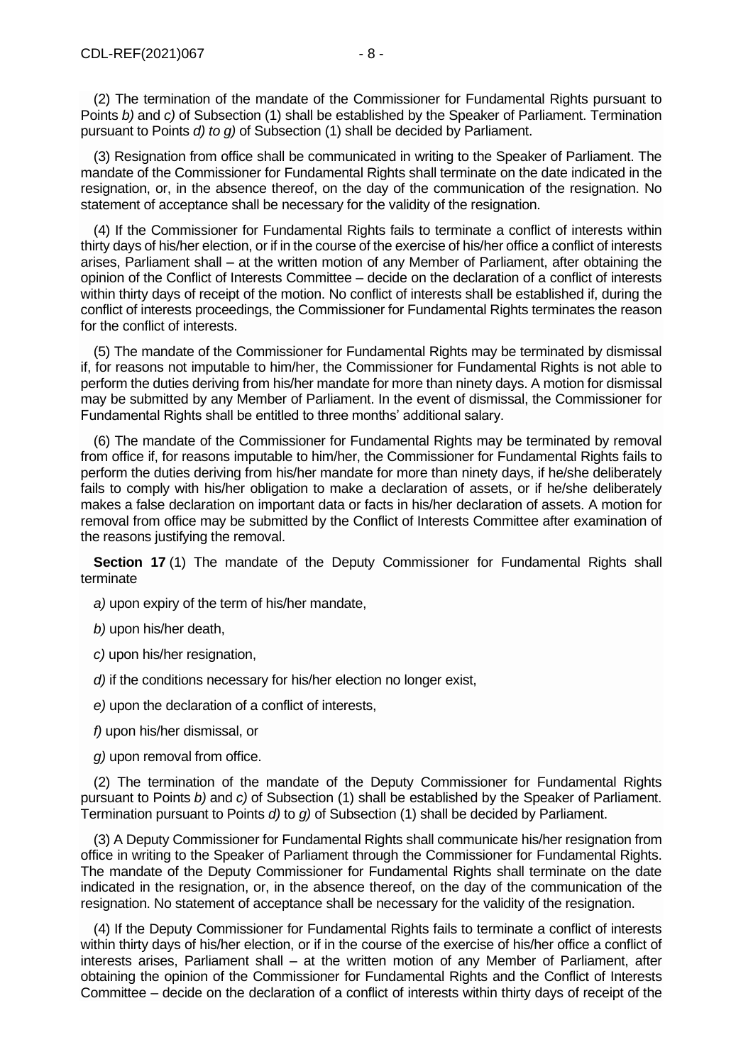(2) The termination of the mandate of the Commissioner for Fundamental Rights pursuant to Points *b)* and *c)* of Subsection (1) shall be established by the Speaker of Parliament. Termination pursuant to Points *d) to g)* of Subsection (1) shall be decided by Parliament.

(3) Resignation from office shall be communicated in writing to the Speaker of Parliament. The mandate of the Commissioner for Fundamental Rights shall terminate on the date indicated in the resignation, or, in the absence thereof, on the day of the communication of the resignation. No statement of acceptance shall be necessary for the validity of the resignation.

(4) If the Commissioner for Fundamental Rights fails to terminate a conflict of interests within thirty days of his/her election, or if in the course of the exercise of his/her office a conflict of interests arises, Parliament shall – at the written motion of any Member of Parliament, after obtaining the opinion of the Conflict of Interests Committee – decide on the declaration of a conflict of interests within thirty days of receipt of the motion. No conflict of interests shall be established if, during the conflict of interests proceedings, the Commissioner for Fundamental Rights terminates the reason for the conflict of interests.

(5) The mandate of the Commissioner for Fundamental Rights may be terminated by dismissal if, for reasons not imputable to him/her, the Commissioner for Fundamental Rights is not able to perform the duties deriving from his/her mandate for more than ninety days. A motion for dismissal may be submitted by any Member of Parliament. In the event of dismissal, the Commissioner for Fundamental Rights shall be entitled to three months' additional salary.

(6) The mandate of the Commissioner for Fundamental Rights may be terminated by removal from office if, for reasons imputable to him/her, the Commissioner for Fundamental Rights fails to perform the duties deriving from his/her mandate for more than ninety days, if he/she deliberately fails to comply with his/her obligation to make a declaration of assets, or if he/she deliberately makes a false declaration on important data or facts in his/her declaration of assets. A motion for removal from office may be submitted by the Conflict of Interests Committee after examination of the reasons justifying the removal.

**Section 17** (1) The mandate of the Deputy Commissioner for Fundamental Rights shall terminate

*a)* upon expiry of the term of his/her mandate,

*b)* upon his/her death,

*c)* upon his/her resignation,

*d)* if the conditions necessary for his/her election no longer exist,

*e)* upon the declaration of a conflict of interests,

*f)* upon his/her dismissal, or

*g)* upon removal from office.

(2) The termination of the mandate of the Deputy Commissioner for Fundamental Rights pursuant to Points *b)* and *c)* of Subsection (1) shall be established by the Speaker of Parliament. Termination pursuant to Points *d)* to *g)* of Subsection (1) shall be decided by Parliament.

(3) A Deputy Commissioner for Fundamental Rights shall communicate his/her resignation from office in writing to the Speaker of Parliament through the Commissioner for Fundamental Rights. The mandate of the Deputy Commissioner for Fundamental Rights shall terminate on the date indicated in the resignation, or, in the absence thereof, on the day of the communication of the resignation. No statement of acceptance shall be necessary for the validity of the resignation.

(4) If the Deputy Commissioner for Fundamental Rights fails to terminate a conflict of interests within thirty days of his/her election, or if in the course of the exercise of his/her office a conflict of interests arises, Parliament shall – at the written motion of any Member of Parliament, after obtaining the opinion of the Commissioner for Fundamental Rights and the Conflict of Interests Committee – decide on the declaration of a conflict of interests within thirty days of receipt of the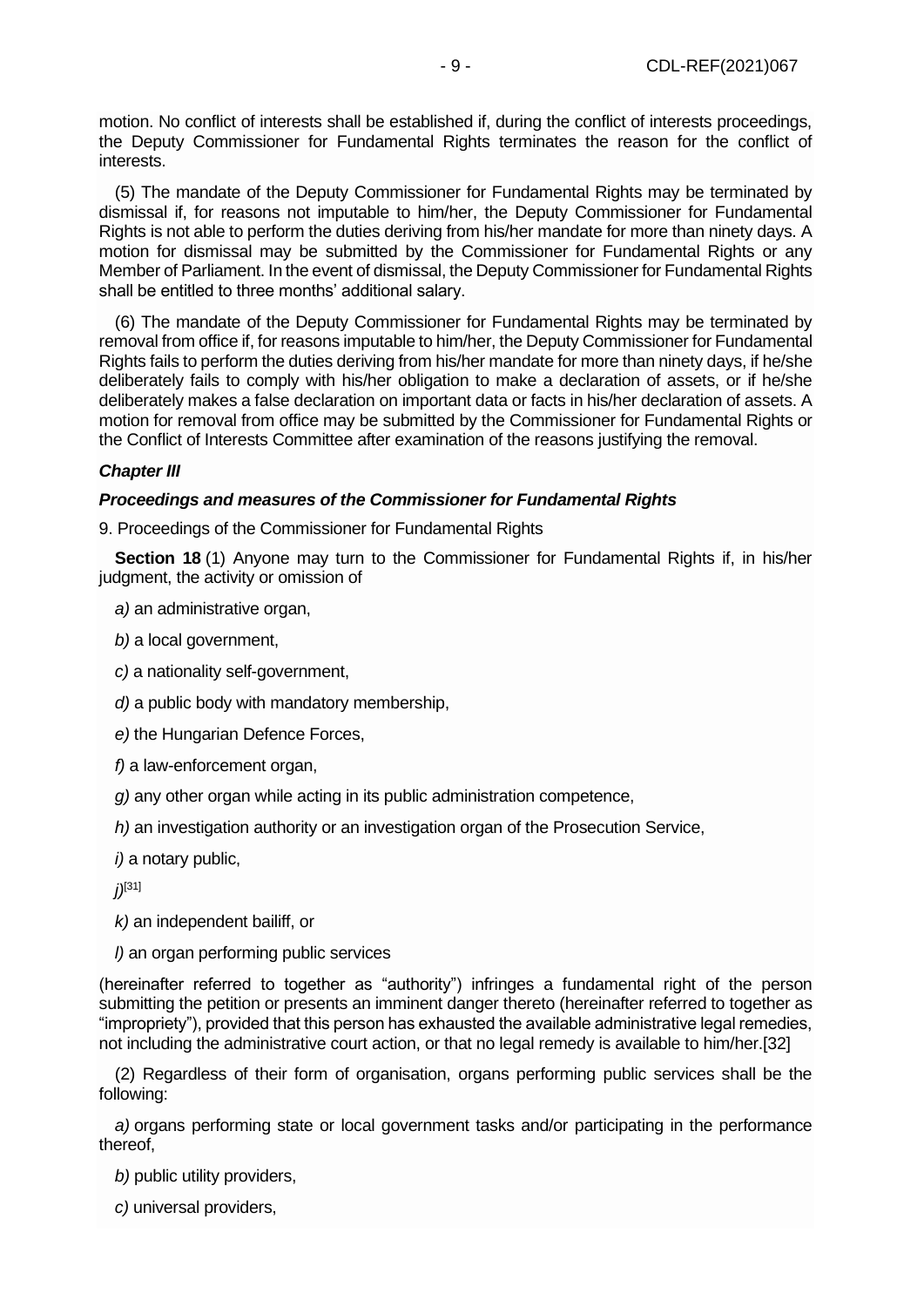motion. No conflict of interests shall be established if, during the conflict of interests proceedings, the Deputy Commissioner for Fundamental Rights terminates the reason for the conflict of interests.

(5) The mandate of the Deputy Commissioner for Fundamental Rights may be terminated by dismissal if, for reasons not imputable to him/her, the Deputy Commissioner for Fundamental Rights is not able to perform the duties deriving from his/her mandate for more than ninety days. A motion for dismissal may be submitted by the Commissioner for Fundamental Rights or any Member of Parliament. In the event of dismissal, the Deputy Commissioner for Fundamental Rights shall be entitled to three months' additional salary.

(6) The mandate of the Deputy Commissioner for Fundamental Rights may be terminated by removal from office if, for reasons imputable to him/her, the Deputy Commissioner for Fundamental Rights fails to perform the duties deriving from his/her mandate for more than ninety days, if he/she deliberately fails to comply with his/her obligation to make a declaration of assets, or if he/she deliberately makes a false declaration on important data or facts in his/her declaration of assets. A motion for removal from office may be submitted by the Commissioner for Fundamental Rights or the Conflict of Interests Committee after examination of the reasons justifying the removal.

### *Chapter III*

### *Proceedings and measures of the Commissioner for Fundamental Rights*

9. Proceedings of the Commissioner for Fundamental Rights

**Section 18** (1) Anyone may turn to the Commissioner for Fundamental Rights if, in his/her judgment, the activity or omission of

*a)* an administrative organ,

*b)* a local government,

*c)* a nationality self-government,

*d)* a public body with mandatory membership,

*e)* the Hungarian Defence Forces,

*f)* a law-enforcement organ,

*g)* any other organ while acting in its public administration competence,

*h)* an investigation authority or an investigation organ of the Prosecution Service,

*i)* a notary public,

*j)*[31]

*k)* an independent bailiff, or

*l)* an organ performing public services

(hereinafter referred to together as "authority") infringes a fundamental right of the person submitting the petition or presents an imminent danger thereto (hereinafter referred to together as "impropriety"), provided that this person has exhausted the available administrative legal remedies, not including the administrative court action, or that no legal remedy is available to him/her.[32]

(2) Regardless of their form of organisation, organs performing public services shall be the following:

*a)* organs performing state or local government tasks and/or participating in the performance thereof,

*b)* public utility providers,

*c)* universal providers,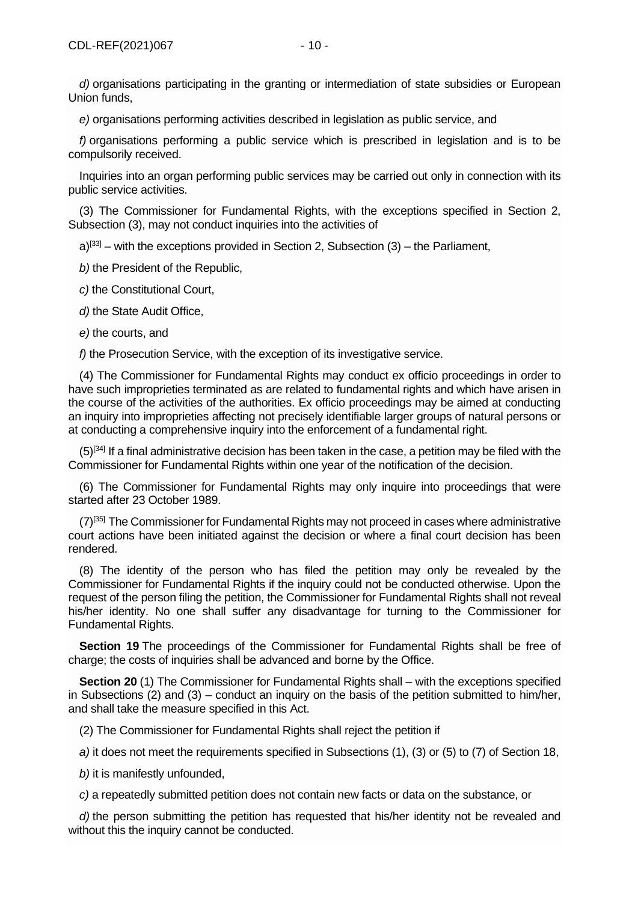*d)* organisations participating in the granting or intermediation of state subsidies or European Union funds,

*e)* organisations performing activities described in legislation as public service, and

*f)* organisations performing a public service which is prescribed in legislation and is to be compulsorily received.

Inquiries into an organ performing public services may be carried out only in connection with its public service activities.

(3) The Commissioner for Fundamental Rights, with the exceptions specified in Section 2, Subsection (3), may not conduct inquiries into the activities of

a)[33] – with the exceptions provided in Section 2, Subsection (3) – the Parliament,

*b)* the President of the Republic,

*c)* the Constitutional Court,

*d)* the State Audit Office,

*e)* the courts, and

*f)* the Prosecution Service, with the exception of its investigative service.

(4) The Commissioner for Fundamental Rights may conduct ex officio proceedings in order to have such improprieties terminated as are related to fundamental rights and which have arisen in the course of the activities of the authorities. Ex officio proceedings may be aimed at conducting an inquiry into improprieties affecting not precisely identifiable larger groups of natural persons or at conducting a comprehensive inquiry into the enforcement of a fundamental right.

(5)[34] If a final administrative decision has been taken in the case, a petition may be filed with the Commissioner for Fundamental Rights within one year of the notification of the decision.

(6) The Commissioner for Fundamental Rights may only inquire into proceedings that were started after 23 October 1989.

(7)[35] The Commissioner for Fundamental Rights may not proceed in cases where administrative court actions have been initiated against the decision or where a final court decision has been rendered.

(8) The identity of the person who has filed the petition may only be revealed by the Commissioner for Fundamental Rights if the inquiry could not be conducted otherwise. Upon the request of the person filing the petition, the Commissioner for Fundamental Rights shall not reveal his/her identity. No one shall suffer any disadvantage for turning to the Commissioner for Fundamental Rights.

**Section 19** The proceedings of the Commissioner for Fundamental Rights shall be free of charge; the costs of inquiries shall be advanced and borne by the Office.

**Section 20** (1) The Commissioner for Fundamental Rights shall – with the exceptions specified in Subsections (2) and (3) – conduct an inquiry on the basis of the petition submitted to him/her, and shall take the measure specified in this Act.

(2) The Commissioner for Fundamental Rights shall reject the petition if

*a)* it does not meet the requirements specified in Subsections (1), (3) or (5) to (7) of Section 18,

*b)* it is manifestly unfounded,

*c)* a repeatedly submitted petition does not contain new facts or data on the substance, or

*d)* the person submitting the petition has requested that his/her identity not be revealed and without this the inquiry cannot be conducted.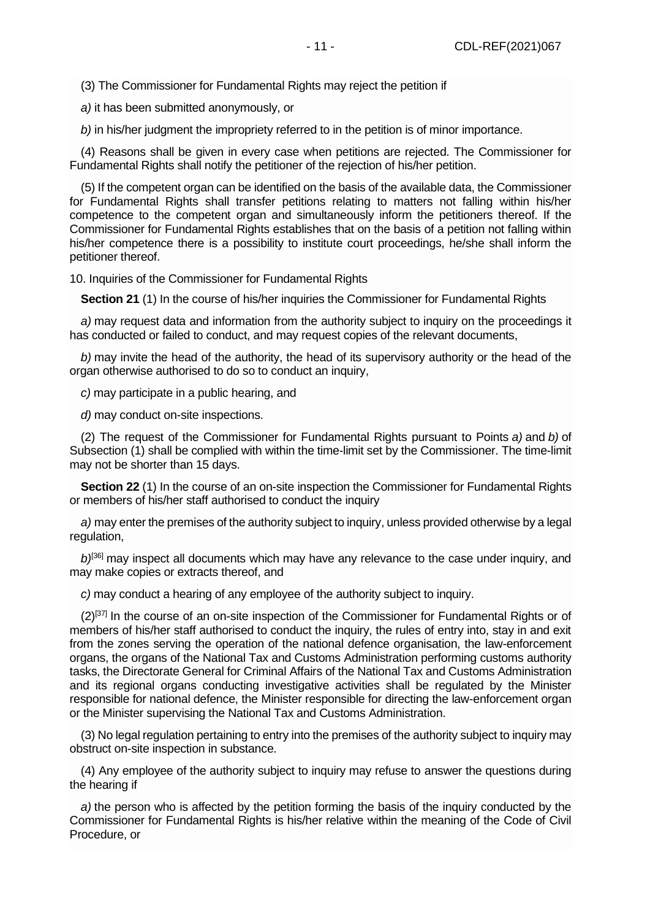(3) The Commissioner for Fundamental Rights may reject the petition if

*a)* it has been submitted anonymously, or

*b)* in his/her judgment the impropriety referred to in the petition is of minor importance.

(4) Reasons shall be given in every case when petitions are rejected. The Commissioner for Fundamental Rights shall notify the petitioner of the rejection of his/her petition.

(5) If the competent organ can be identified on the basis of the available data, the Commissioner for Fundamental Rights shall transfer petitions relating to matters not falling within his/her competence to the competent organ and simultaneously inform the petitioners thereof. If the Commissioner for Fundamental Rights establishes that on the basis of a petition not falling within his/her competence there is a possibility to institute court proceedings, he/she shall inform the petitioner thereof.

10. Inquiries of the Commissioner for Fundamental Rights

**Section 21** (1) In the course of his/her inquiries the Commissioner for Fundamental Rights

*a)* may request data and information from the authority subject to inquiry on the proceedings it has conducted or failed to conduct, and may request copies of the relevant documents,

*b)* may invite the head of the authority, the head of its supervisory authority or the head of the organ otherwise authorised to do so to conduct an inquiry,

*c)* may participate in a public hearing, and

*d)* may conduct on-site inspections.

(2) The request of the Commissioner for Fundamental Rights pursuant to Points *a)* and *b)* of Subsection (1) shall be complied with within the time-limit set by the Commissioner. The time-limit may not be shorter than 15 days.

**Section 22** (1) In the course of an on-site inspection the Commissioner for Fundamental Rights or members of his/her staff authorised to conduct the inquiry

*a)* may enter the premises of the authority subject to inquiry, unless provided otherwise by a legal regulation,

*b)*[36] may inspect all documents which may have any relevance to the case under inquiry, and may make copies or extracts thereof, and

*c)* may conduct a hearing of any employee of the authority subject to inquiry.

(2)[37] In the course of an on-site inspection of the Commissioner for Fundamental Rights or of members of his/her staff authorised to conduct the inquiry, the rules of entry into, stay in and exit from the zones serving the operation of the national defence organisation, the law-enforcement organs, the organs of the National Tax and Customs Administration performing customs authority tasks, the Directorate General for Criminal Affairs of the National Tax and Customs Administration and its regional organs conducting investigative activities shall be regulated by the Minister responsible for national defence, the Minister responsible for directing the law-enforcement organ or the Minister supervising the National Tax and Customs Administration.

(3) No legal regulation pertaining to entry into the premises of the authority subject to inquiry may obstruct on-site inspection in substance.

(4) Any employee of the authority subject to inquiry may refuse to answer the questions during the hearing if

*a)* the person who is affected by the petition forming the basis of the inquiry conducted by the Commissioner for Fundamental Rights is his/her relative within the meaning of the Code of Civil Procedure, or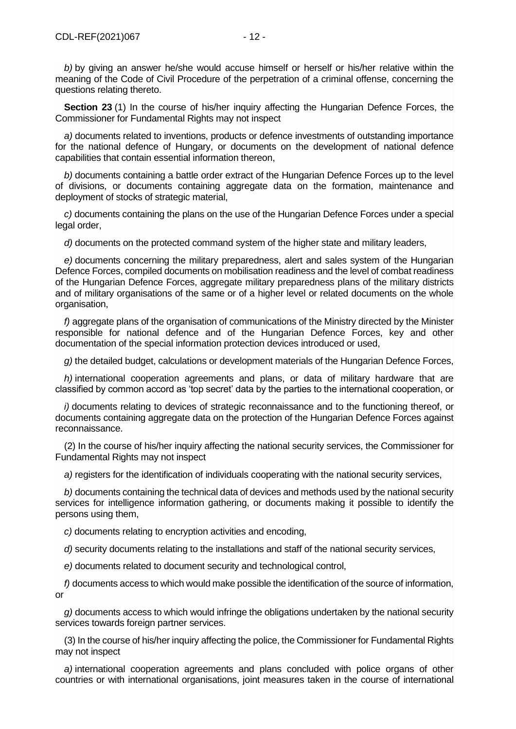*b)* by giving an answer he/she would accuse himself or herself or his/her relative within the meaning of the Code of Civil Procedure of the perpetration of a criminal offense, concerning the questions relating thereto.

**Section 23** (1) In the course of his/her inquiry affecting the Hungarian Defence Forces, the Commissioner for Fundamental Rights may not inspect

*a)* documents related to inventions, products or defence investments of outstanding importance for the national defence of Hungary, or documents on the development of national defence capabilities that contain essential information thereon,

*b)* documents containing a battle order extract of the Hungarian Defence Forces up to the level of divisions, or documents containing aggregate data on the formation, maintenance and deployment of stocks of strategic material,

*c)* documents containing the plans on the use of the Hungarian Defence Forces under a special legal order,

*d)* documents on the protected command system of the higher state and military leaders,

*e)* documents concerning the military preparedness, alert and sales system of the Hungarian Defence Forces, compiled documents on mobilisation readiness and the level of combat readiness of the Hungarian Defence Forces, aggregate military preparedness plans of the military districts and of military organisations of the same or of a higher level or related documents on the whole organisation,

*f)* aggregate plans of the organisation of communications of the Ministry directed by the Minister responsible for national defence and of the Hungarian Defence Forces, key and other documentation of the special information protection devices introduced or used,

*g)* the detailed budget, calculations or development materials of the Hungarian Defence Forces,

*h)* international cooperation agreements and plans, or data of military hardware that are classified by common accord as 'top secret' data by the parties to the international cooperation, or

*i)* documents relating to devices of strategic reconnaissance and to the functioning thereof, or documents containing aggregate data on the protection of the Hungarian Defence Forces against reconnaissance.

(2) In the course of his/her inquiry affecting the national security services, the Commissioner for Fundamental Rights may not inspect

*a)* registers for the identification of individuals cooperating with the national security services,

*b)* documents containing the technical data of devices and methods used by the national security services for intelligence information gathering, or documents making it possible to identify the persons using them,

*c)* documents relating to encryption activities and encoding,

*d)* security documents relating to the installations and staff of the national security services,

*e)* documents related to document security and technological control,

*f)* documents access to which would make possible the identification of the source of information, or

*g)* documents access to which would infringe the obligations undertaken by the national security services towards foreign partner services.

(3) In the course of his/her inquiry affecting the police, the Commissioner for Fundamental Rights may not inspect

*a)* international cooperation agreements and plans concluded with police organs of other countries or with international organisations, joint measures taken in the course of international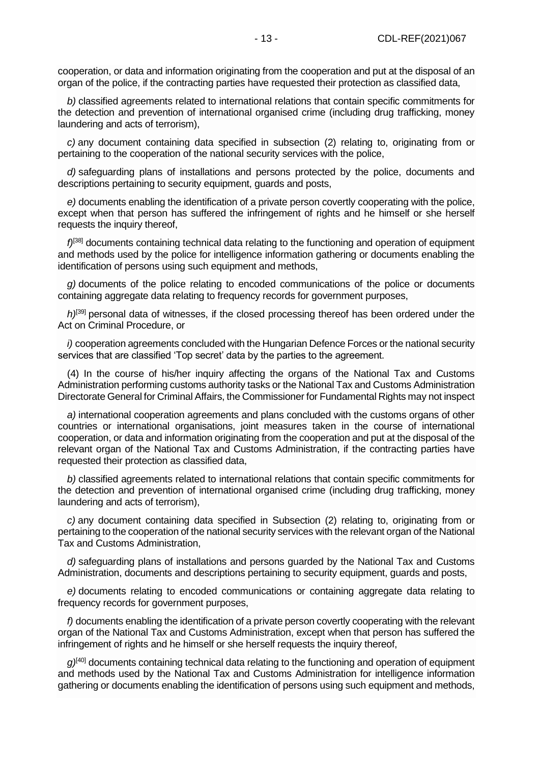cooperation, or data and information originating from the cooperation and put at the disposal of an organ of the police, if the contracting parties have requested their protection as classified data,

*b)* classified agreements related to international relations that contain specific commitments for the detection and prevention of international organised crime (including drug trafficking, money laundering and acts of terrorism),

*c)* any document containing data specified in subsection (2) relating to, originating from or pertaining to the cooperation of the national security services with the police,

*d)* safeguarding plans of installations and persons protected by the police, documents and descriptions pertaining to security equipment, guards and posts,

*e)* documents enabling the identification of a private person covertly cooperating with the police, except when that person has suffered the infringement of rights and he himself or she herself requests the inquiry thereof,

*f)*[38] documents containing technical data relating to the functioning and operation of equipment and methods used by the police for intelligence information gathering or documents enabling the identification of persons using such equipment and methods,

*g)* documents of the police relating to encoded communications of the police or documents containing aggregate data relating to frequency records for government purposes,

*h)*[39] personal data of witnesses, if the closed processing thereof has been ordered under the Act on Criminal Procedure, or

*i)* cooperation agreements concluded with the Hungarian Defence Forces or the national security services that are classified 'Top secret' data by the parties to the agreement.

(4) In the course of his/her inquiry affecting the organs of the National Tax and Customs Administration performing customs authority tasks or the National Tax and Customs Administration Directorate General for Criminal Affairs, the Commissioner for Fundamental Rights may not inspect

*a)* international cooperation agreements and plans concluded with the customs organs of other countries or international organisations, joint measures taken in the course of international cooperation, or data and information originating from the cooperation and put at the disposal of the relevant organ of the National Tax and Customs Administration, if the contracting parties have requested their protection as classified data,

*b)* classified agreements related to international relations that contain specific commitments for the detection and prevention of international organised crime (including drug trafficking, money laundering and acts of terrorism),

*c)* any document containing data specified in Subsection (2) relating to, originating from or pertaining to the cooperation of the national security services with the relevant organ of the National Tax and Customs Administration,

*d)* safeguarding plans of installations and persons guarded by the National Tax and Customs Administration, documents and descriptions pertaining to security equipment, guards and posts,

*e)* documents relating to encoded communications or containing aggregate data relating to frequency records for government purposes,

*f)* documents enabling the identification of a private person covertly cooperating with the relevant organ of the National Tax and Customs Administration, except when that person has suffered the infringement of rights and he himself or she herself requests the inquiry thereof,

*g)*[40] documents containing technical data relating to the functioning and operation of equipment and methods used by the National Tax and Customs Administration for intelligence information gathering or documents enabling the identification of persons using such equipment and methods,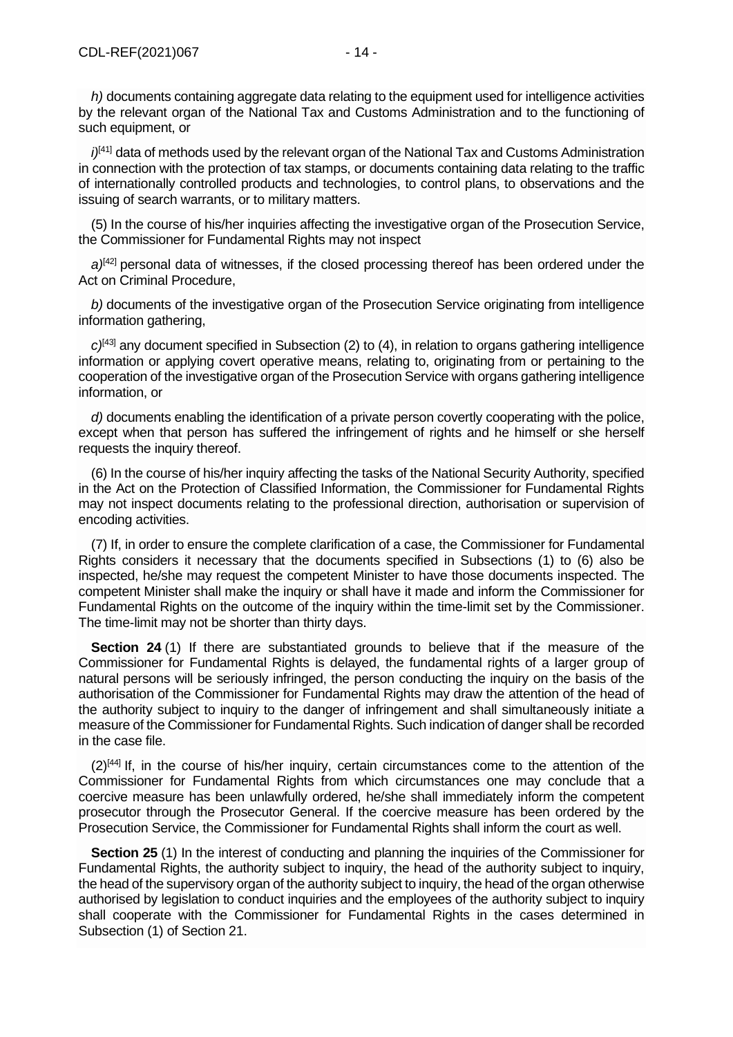*h)* documents containing aggregate data relating to the equipment used for intelligence activities by the relevant organ of the National Tax and Customs Administration and to the functioning of such equipment, or

*i)*[41] data of methods used by the relevant organ of the National Tax and Customs Administration in connection with the protection of tax stamps, or documents containing data relating to the traffic of internationally controlled products and technologies, to control plans, to observations and the issuing of search warrants, or to military matters.

(5) In the course of his/her inquiries affecting the investigative organ of the Prosecution Service, the Commissioner for Fundamental Rights may not inspect

*a)*[42] personal data of witnesses, if the closed processing thereof has been ordered under the Act on Criminal Procedure,

*b)* documents of the investigative organ of the Prosecution Service originating from intelligence information gathering,

*c)*[43] any document specified in Subsection (2) to (4), in relation to organs gathering intelligence information or applying covert operative means, relating to, originating from or pertaining to the cooperation of the investigative organ of the Prosecution Service with organs gathering intelligence information, or

*d)* documents enabling the identification of a private person covertly cooperating with the police, except when that person has suffered the infringement of rights and he himself or she herself requests the inquiry thereof.

(6) In the course of his/her inquiry affecting the tasks of the National Security Authority, specified in the Act on the Protection of Classified Information, the Commissioner for Fundamental Rights may not inspect documents relating to the professional direction, authorisation or supervision of encoding activities.

(7) If, in order to ensure the complete clarification of a case, the Commissioner for Fundamental Rights considers it necessary that the documents specified in Subsections (1) to (6) also be inspected, he/she may request the competent Minister to have those documents inspected. The competent Minister shall make the inquiry or shall have it made and inform the Commissioner for Fundamental Rights on the outcome of the inquiry within the time-limit set by the Commissioner. The time-limit may not be shorter than thirty days.

**Section 24** (1) If there are substantiated grounds to believe that if the measure of the Commissioner for Fundamental Rights is delayed, the fundamental rights of a larger group of natural persons will be seriously infringed, the person conducting the inquiry on the basis of the authorisation of the Commissioner for Fundamental Rights may draw the attention of the head of the authority subject to inquiry to the danger of infringement and shall simultaneously initiate a measure of the Commissioner for Fundamental Rights. Such indication of danger shall be recorded in the case file.

(2)[44] If, in the course of his/her inquiry, certain circumstances come to the attention of the Commissioner for Fundamental Rights from which circumstances one may conclude that a coercive measure has been unlawfully ordered, he/she shall immediately inform the competent prosecutor through the Prosecutor General. If the coercive measure has been ordered by the Prosecution Service, the Commissioner for Fundamental Rights shall inform the court as well.

**Section 25** (1) In the interest of conducting and planning the inquiries of the Commissioner for Fundamental Rights, the authority subject to inquiry, the head of the authority subject to inquiry, the head of the supervisory organ of the authority subject to inquiry, the head of the organ otherwise authorised by legislation to conduct inquiries and the employees of the authority subject to inquiry shall cooperate with the Commissioner for Fundamental Rights in the cases determined in Subsection (1) of Section 21.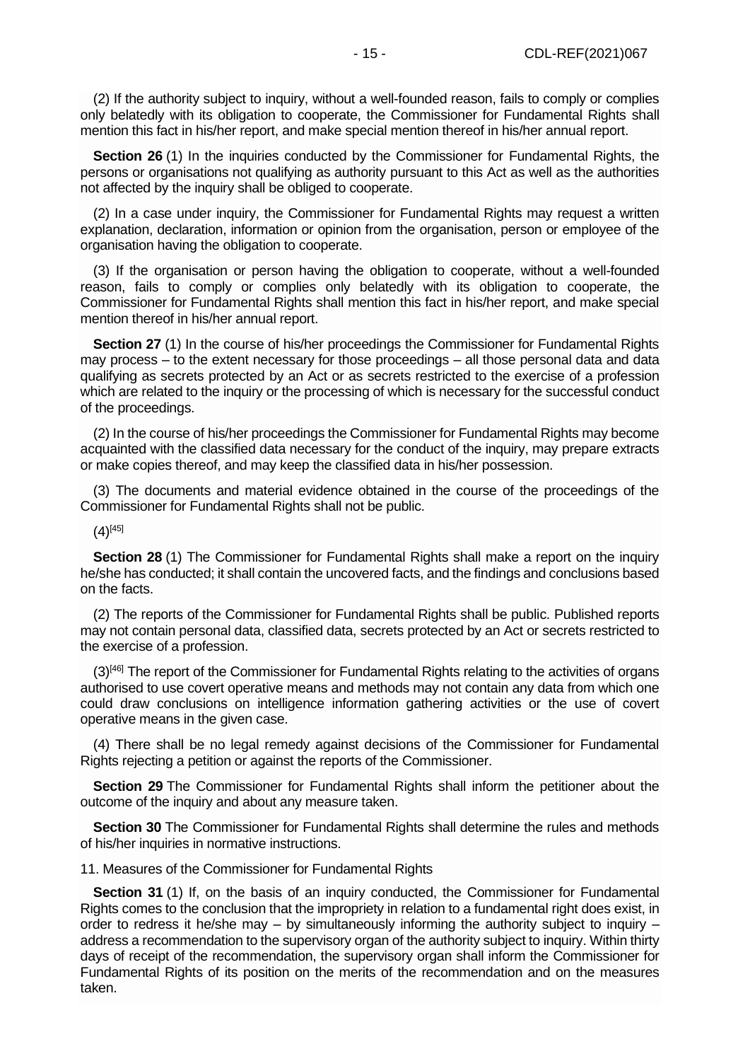(2) If the authority subject to inquiry, without a well-founded reason, fails to comply or complies only belatedly with its obligation to cooperate, the Commissioner for Fundamental Rights shall mention this fact in his/her report, and make special mention thereof in his/her annual report.

**Section 26** (1) In the inquiries conducted by the Commissioner for Fundamental Rights, the persons or organisations not qualifying as authority pursuant to this Act as well as the authorities not affected by the inquiry shall be obliged to cooperate.

(2) In a case under inquiry, the Commissioner for Fundamental Rights may request a written explanation, declaration, information or opinion from the organisation, person or employee of the organisation having the obligation to cooperate.

(3) If the organisation or person having the obligation to cooperate, without a well-founded reason, fails to comply or complies only belatedly with its obligation to cooperate, the Commissioner for Fundamental Rights shall mention this fact in his/her report, and make special mention thereof in his/her annual report.

**Section 27** (1) In the course of his/her proceedings the Commissioner for Fundamental Rights may process – to the extent necessary for those proceedings – all those personal data and data qualifying as secrets protected by an Act or as secrets restricted to the exercise of a profession which are related to the inquiry or the processing of which is necessary for the successful conduct of the proceedings.

(2) In the course of his/her proceedings the Commissioner for Fundamental Rights may become acquainted with the classified data necessary for the conduct of the inquiry, may prepare extracts or make copies thereof, and may keep the classified data in his/her possession.

(3) The documents and material evidence obtained in the course of the proceedings of the Commissioner for Fundamental Rights shall not be public.

(4)[45]

**Section 28** (1) The Commissioner for Fundamental Rights shall make a report on the inquiry he/she has conducted; it shall contain the uncovered facts, and the findings and conclusions based on the facts.

(2) The reports of the Commissioner for Fundamental Rights shall be public. Published reports may not contain personal data, classified data, secrets protected by an Act or secrets restricted to the exercise of a profession.

(3)[46] The report of the Commissioner for Fundamental Rights relating to the activities of organs authorised to use covert operative means and methods may not contain any data from which one could draw conclusions on intelligence information gathering activities or the use of covert operative means in the given case.

(4) There shall be no legal remedy against decisions of the Commissioner for Fundamental Rights rejecting a petition or against the reports of the Commissioner.

**Section 29** The Commissioner for Fundamental Rights shall inform the petitioner about the outcome of the inquiry and about any measure taken.

**Section 30** The Commissioner for Fundamental Rights shall determine the rules and methods of his/her inquiries in normative instructions.

11. Measures of the Commissioner for Fundamental Rights

**Section 31** (1) If, on the basis of an inquiry conducted, the Commissioner for Fundamental Rights comes to the conclusion that the impropriety in relation to a fundamental right does exist, in order to redress it he/she may – by simultaneously informing the authority subject to inquiry – address a recommendation to the supervisory organ of the authority subject to inquiry. Within thirty days of receipt of the recommendation, the supervisory organ shall inform the Commissioner for Fundamental Rights of its position on the merits of the recommendation and on the measures taken.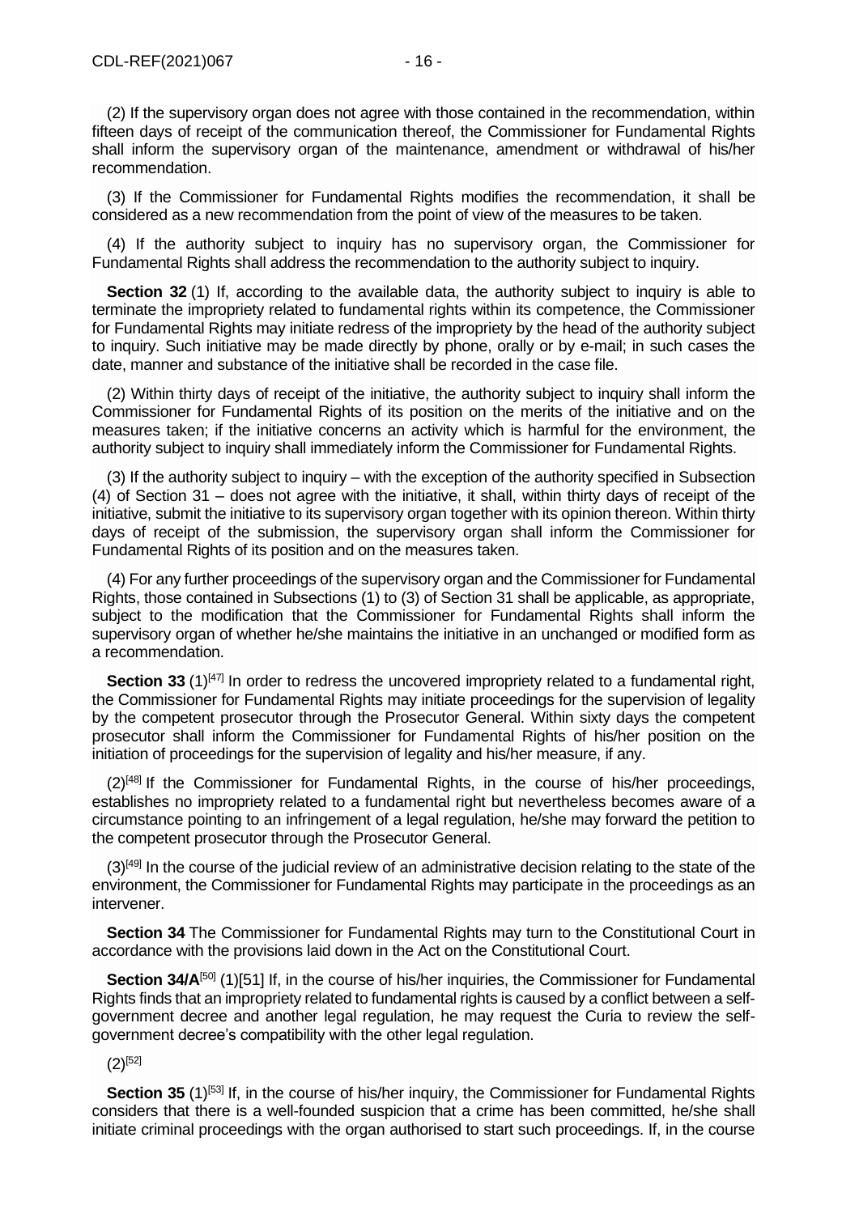(2) If the supervisory organ does not agree with those contained in the recommendation, within fifteen days of receipt of the communication thereof, the Commissioner for Fundamental Rights shall inform the supervisory organ of the maintenance, amendment or withdrawal of his/her recommendation.

(3) If the Commissioner for Fundamental Rights modifies the recommendation, it shall be considered as a new recommendation from the point of view of the measures to be taken.

(4) If the authority subject to inquiry has no supervisory organ, the Commissioner for Fundamental Rights shall address the recommendation to the authority subject to inquiry.

**Section 32** (1) If, according to the available data, the authority subject to inquiry is able to terminate the impropriety related to fundamental rights within its competence, the Commissioner for Fundamental Rights may initiate redress of the impropriety by the head of the authority subject to inquiry. Such initiative may be made directly by phone, orally or by e-mail; in such cases the date, manner and substance of the initiative shall be recorded in the case file.

(2) Within thirty days of receipt of the initiative, the authority subject to inquiry shall inform the Commissioner for Fundamental Rights of its position on the merits of the initiative and on the measures taken; if the initiative concerns an activity which is harmful for the environment, the authority subject to inquiry shall immediately inform the Commissioner for Fundamental Rights.

(3) If the authority subject to inquiry – with the exception of the authority specified in Subsection (4) of Section 31 – does not agree with the initiative, it shall, within thirty days of receipt of the initiative, submit the initiative to its supervisory organ together with its opinion thereon. Within thirty days of receipt of the submission, the supervisory organ shall inform the Commissioner for Fundamental Rights of its position and on the measures taken.

(4) For any further proceedings of the supervisory organ and the Commissioner for Fundamental Rights, those contained in Subsections (1) to (3) of Section 31 shall be applicable, as appropriate, subject to the modification that the Commissioner for Fundamental Rights shall inform the supervisory organ of whether he/she maintains the initiative in an unchanged or modified form as a recommendation.

**Section 33** (1)[47] In order to redress the uncovered impropriety related to a fundamental right, the Commissioner for Fundamental Rights may initiate proceedings for the supervision of legality by the competent prosecutor through the Prosecutor General. Within sixty days the competent prosecutor shall inform the Commissioner for Fundamental Rights of his/her position on the initiation of proceedings for the supervision of legality and his/her measure, if any.

(2)[48] If the Commissioner for Fundamental Rights, in the course of his/her proceedings, establishes no impropriety related to a fundamental right but nevertheless becomes aware of a circumstance pointing to an infringement of a legal regulation, he/she may forward the petition to the competent prosecutor through the Prosecutor General.

(3)[49] In the course of the judicial review of an administrative decision relating to the state of the environment, the Commissioner for Fundamental Rights may participate in the proceedings as an intervener.

**Section 34** The Commissioner for Fundamental Rights may turn to the Constitutional Court in accordance with the provisions laid down in the Act on the Constitutional Court.

**Section 34/A**[50] (1)[51] If, in the course of his/her inquiries, the Commissioner for Fundamental Rights finds that an impropriety related to fundamental rights is caused by a conflict between a self-government decree and another legal regulation, he may request the Curia to review the self-government decree's compatibility with the other legal regulation.

(2)[52]

**Section 35** (1)[53] If, in the course of his/her inquiry, the Commissioner for Fundamental Rights considers that there is a well-founded suspicion that a crime has been committed, he/she shall initiate criminal proceedings with the organ authorised to start such proceedings. If, in the course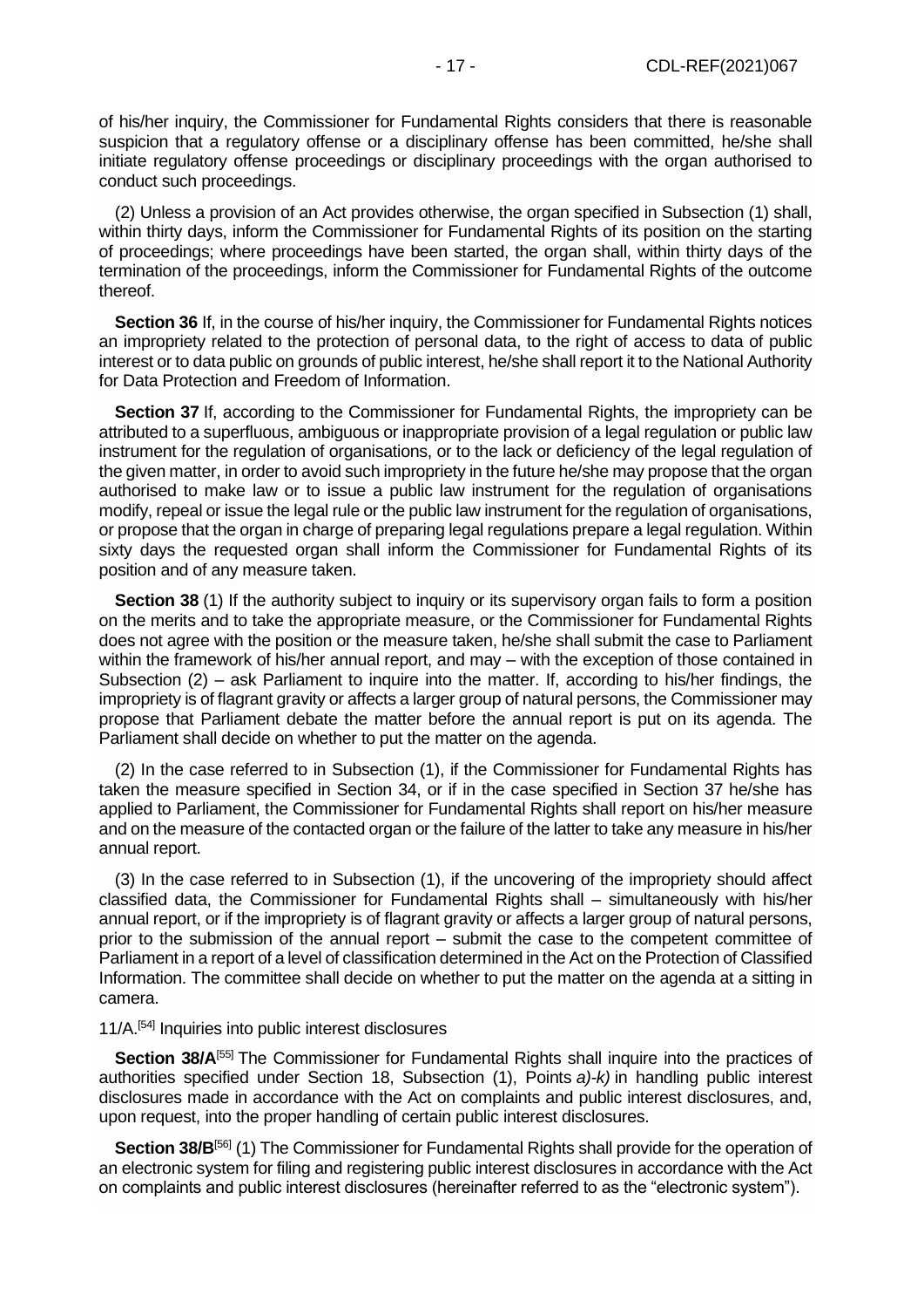of his/her inquiry, the Commissioner for Fundamental Rights considers that there is reasonable suspicion that a regulatory offense or a disciplinary offense has been committed, he/she shall initiate regulatory offense proceedings or disciplinary proceedings with the organ authorised to conduct such proceedings.

(2) Unless a provision of an Act provides otherwise, the organ specified in Subsection (1) shall, within thirty days, inform the Commissioner for Fundamental Rights of its position on the starting of proceedings; where proceedings have been started, the organ shall, within thirty days of the termination of the proceedings, inform the Commissioner for Fundamental Rights of the outcome thereof.

**Section 36** If, in the course of his/her inquiry, the Commissioner for Fundamental Rights notices an impropriety related to the protection of personal data, to the right of access to data of public interest or to data public on grounds of public interest, he/she shall report it to the National Authority for Data Protection and Freedom of Information.

**Section 37** If, according to the Commissioner for Fundamental Rights, the impropriety can be attributed to a superfluous, ambiguous or inappropriate provision of a legal regulation or public law instrument for the regulation of organisations, or to the lack or deficiency of the legal regulation of the given matter, in order to avoid such impropriety in the future he/she may propose that the organ authorised to make law or to issue a public law instrument for the regulation of organisations modify, repeal or issue the legal rule or the public law instrument for the regulation of organisations, or propose that the organ in charge of preparing legal regulations prepare a legal regulation. Within sixty days the requested organ shall inform the Commissioner for Fundamental Rights of its position and of any measure taken.

**Section 38** (1) If the authority subject to inquiry or its supervisory organ fails to form a position on the merits and to take the appropriate measure, or the Commissioner for Fundamental Rights does not agree with the position or the measure taken, he/she shall submit the case to Parliament within the framework of his/her annual report, and may – with the exception of those contained in Subsection (2) – ask Parliament to inquire into the matter. If, according to his/her findings, the impropriety is of flagrant gravity or affects a larger group of natural persons, the Commissioner may propose that Parliament debate the matter before the annual report is put on its agenda. The Parliament shall decide on whether to put the matter on the agenda.

(2) In the case referred to in Subsection (1), if the Commissioner for Fundamental Rights has taken the measure specified in Section 34, or if in the case specified in Section 37 he/she has applied to Parliament, the Commissioner for Fundamental Rights shall report on his/her measure and on the measure of the contacted organ or the failure of the latter to take any measure in his/her annual report.

(3) In the case referred to in Subsection (1), if the uncovering of the impropriety should affect classified data, the Commissioner for Fundamental Rights shall – simultaneously with his/her annual report, or if the impropriety is of flagrant gravity or affects a larger group of natural persons, prior to the submission of the annual report – submit the case to the competent committee of Parliament in a report of a level of classification determined in the Act on the Protection of Classified Information. The committee shall decide on whether to put the matter on the agenda at a sitting in camera.

11/A.[54] Inquiries into public interest disclosures

**Section 38/A**[55] The Commissioner for Fundamental Rights shall inquire into the practices of authorities specified under Section 18, Subsection (1), Points *a)-k)* in handling public interest disclosures made in accordance with the Act on complaints and public interest disclosures, and, upon request, into the proper handling of certain public interest disclosures.

**Section 38/B**[56] (1) The Commissioner for Fundamental Rights shall provide for the operation of an electronic system for filing and registering public interest disclosures in accordance with the Act on complaints and public interest disclosures (hereinafter referred to as the "electronic system").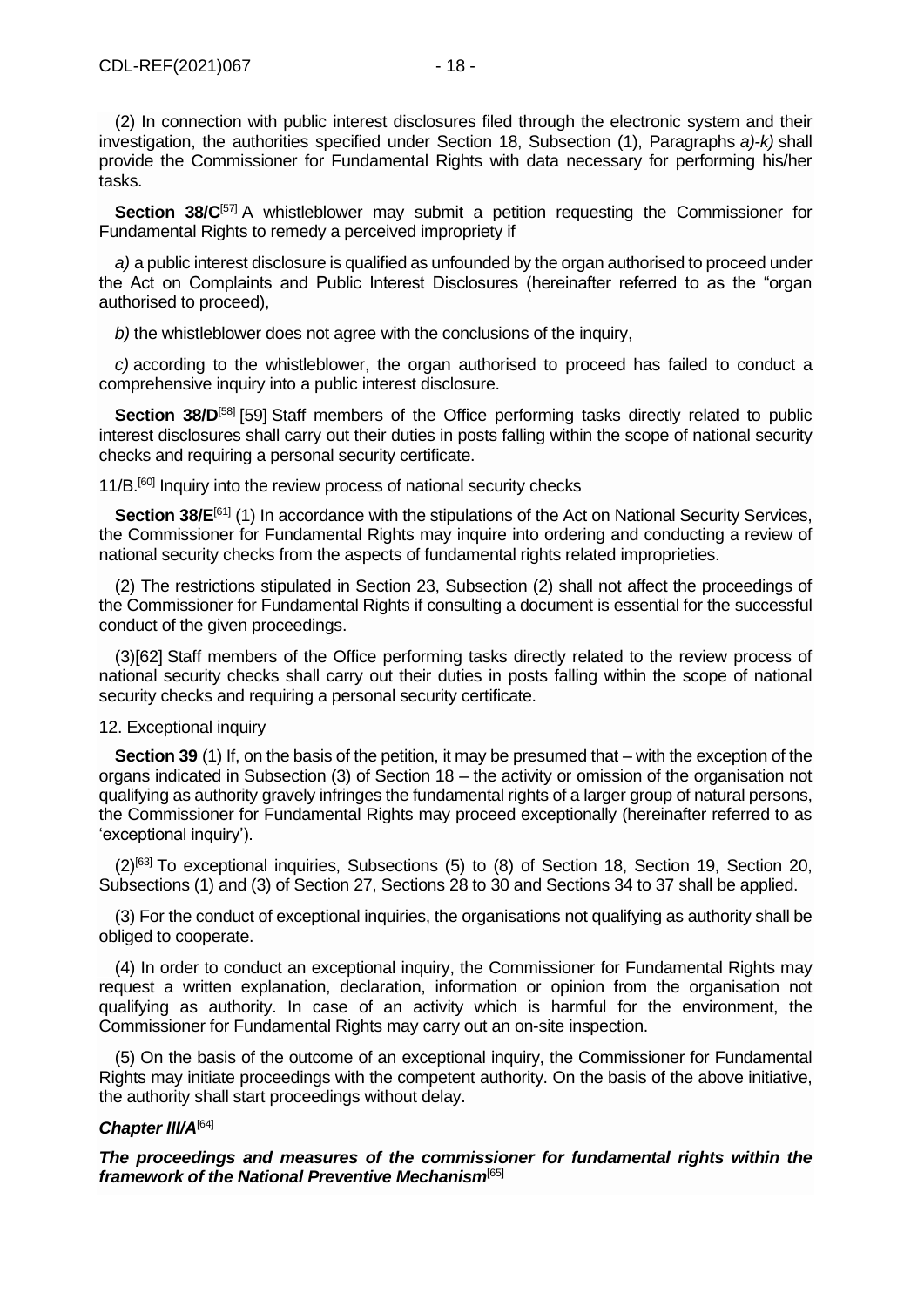(2) In connection with public interest disclosures filed through the electronic system and their investigation, the authorities specified under Section 18, Subsection (1), Paragraphs *a)-k)* shall provide the Commissioner for Fundamental Rights with data necessary for performing his/her tasks.

**Section 38/C**[57] A whistleblower may submit a petition requesting the Commissioner for Fundamental Rights to remedy a perceived impropriety if

*a)* a public interest disclosure is qualified as unfounded by the organ authorised to proceed under the Act on Complaints and Public Interest Disclosures (hereinafter referred to as the "organ authorised to proceed),

*b)* the whistleblower does not agree with the conclusions of the inquiry,

*c)* according to the whistleblower, the organ authorised to proceed has failed to conduct a comprehensive inquiry into a public interest disclosure.

**Section 38/D**[58] [59] Staff members of the Office performing tasks directly related to public interest disclosures shall carry out their duties in posts falling within the scope of national security checks and requiring a personal security certificate.

11/B.[60] Inquiry into the review process of national security checks

**Section 38/E**[61] (1) In accordance with the stipulations of the Act on National Security Services, the Commissioner for Fundamental Rights may inquire into ordering and conducting a review of national security checks from the aspects of fundamental rights related improprieties.

(2) The restrictions stipulated in Section 23, Subsection (2) shall not affect the proceedings of the Commissioner for Fundamental Rights if consulting a document is essential for the successful conduct of the given proceedings.

(3)[62] Staff members of the Office performing tasks directly related to the review process of national security checks shall carry out their duties in posts falling within the scope of national security checks and requiring a personal security certificate.

12. Exceptional inquiry

**Section 39** (1) If, on the basis of the petition, it may be presumed that – with the exception of the organs indicated in Subsection (3) of Section 18 – the activity or omission of the organisation not qualifying as authority gravely infringes the fundamental rights of a larger group of natural persons, the Commissioner for Fundamental Rights may proceed exceptionally (hereinafter referred to as 'exceptional inquiry').

(2)[63] To exceptional inquiries, Subsections (5) to (8) of Section 18, Section 19, Section 20, Subsections (1) and (3) of Section 27, Sections 28 to 30 and Sections 34 to 37 shall be applied.

(3) For the conduct of exceptional inquiries, the organisations not qualifying as authority shall be obliged to cooperate.

(4) In order to conduct an exceptional inquiry, the Commissioner for Fundamental Rights may request a written explanation, declaration, information or opinion from the organisation not qualifying as authority. In case of an activity which is harmful for the environment, the Commissioner for Fundamental Rights may carry out an on-site inspection.

(5) On the basis of the outcome of an exceptional inquiry, the Commissioner for Fundamental Rights may initiate proceedings with the competent authority. On the basis of the above initiative, the authority shall start proceedings without delay.

***Chapter III/A***[64]

***The proceedings and measures of the commissioner for fundamental rights within the framework of the National Preventive Mechanism***[65]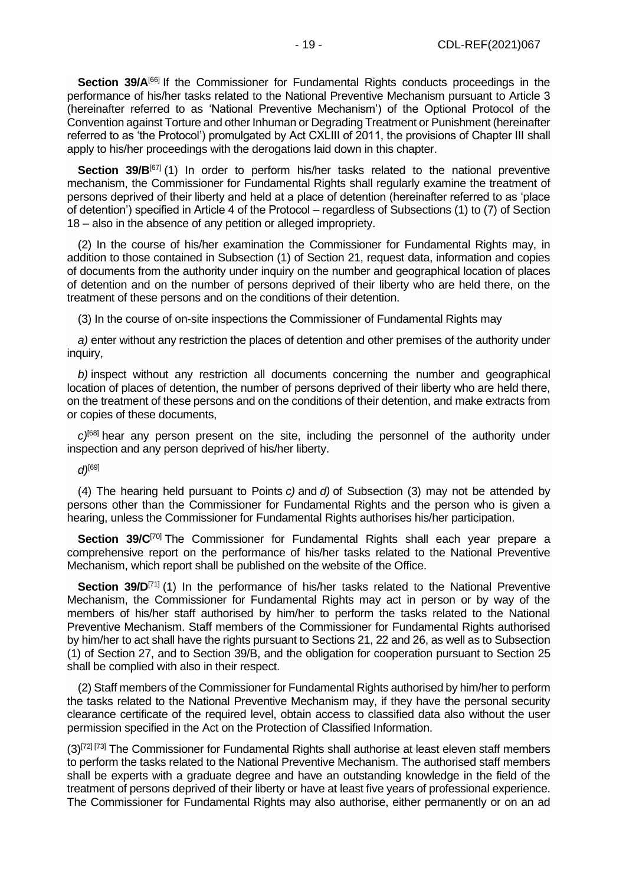**Section 39/A**[66] If the Commissioner for Fundamental Rights conducts proceedings in the performance of his/her tasks related to the National Preventive Mechanism pursuant to Article 3 (hereinafter referred to as 'National Preventive Mechanism') of the Optional Protocol of the Convention against Torture and other Inhuman or Degrading Treatment or Punishment (hereinafter referred to as 'the Protocol') promulgated by Act CXLIII of 2011, the provisions of Chapter III shall apply to his/her proceedings with the derogations laid down in this chapter.

**Section 39/B**[67] (1) In order to perform his/her tasks related to the national preventive mechanism, the Commissioner for Fundamental Rights shall regularly examine the treatment of persons deprived of their liberty and held at a place of detention (hereinafter referred to as 'place of detention') specified in Article 4 of the Protocol – regardless of Subsections (1) to (7) of Section 18 – also in the absence of any petition or alleged impropriety.

(2) In the course of his/her examination the Commissioner for Fundamental Rights may, in addition to those contained in Subsection (1) of Section 21, request data, information and copies of documents from the authority under inquiry on the number and geographical location of places of detention and on the number of persons deprived of their liberty who are held there, on the treatment of these persons and on the conditions of their detention.

(3) In the course of on-site inspections the Commissioner of Fundamental Rights may

*a)* enter without any restriction the places of detention and other premises of the authority under inquiry,

*b)* inspect without any restriction all documents concerning the number and geographical location of places of detention, the number of persons deprived of their liberty who are held there, on the treatment of these persons and on the conditions of their detention, and make extracts from or copies of these documents,

*c)*[68] hear any person present on the site, including the personnel of the authority under inspection and any person deprived of his/her liberty.

*d)*[69]

(4) The hearing held pursuant to Points *c)* and *d)* of Subsection (3) may not be attended by persons other than the Commissioner for Fundamental Rights and the person who is given a hearing, unless the Commissioner for Fundamental Rights authorises his/her participation.

**Section 39/C**[70] The Commissioner for Fundamental Rights shall each year prepare a comprehensive report on the performance of his/her tasks related to the National Preventive Mechanism, which report shall be published on the website of the Office.

**Section 39/D**[71] (1) In the performance of his/her tasks related to the National Preventive Mechanism, the Commissioner for Fundamental Rights may act in person or by way of the members of his/her staff authorised by him/her to perform the tasks related to the National Preventive Mechanism. Staff members of the Commissioner for Fundamental Rights authorised by him/her to act shall have the rights pursuant to Sections 21, 22 and 26, as well as to Subsection (1) of Section 27, and to Section 39/B, and the obligation for cooperation pursuant to Section 25 shall be complied with also in their respect.

(2) Staff members of the Commissioner for Fundamental Rights authorised by him/her to perform the tasks related to the National Preventive Mechanism may, if they have the personal security clearance certificate of the required level, obtain access to classified data also without the user permission specified in the Act on the Protection of Classified Information.

(3)[72] [73] The Commissioner for Fundamental Rights shall authorise at least eleven staff members to perform the tasks related to the National Preventive Mechanism. The authorised staff members shall be experts with a graduate degree and have an outstanding knowledge in the field of the treatment of persons deprived of their liberty or have at least five years of professional experience. The Commissioner for Fundamental Rights may also authorise, either permanently or on an ad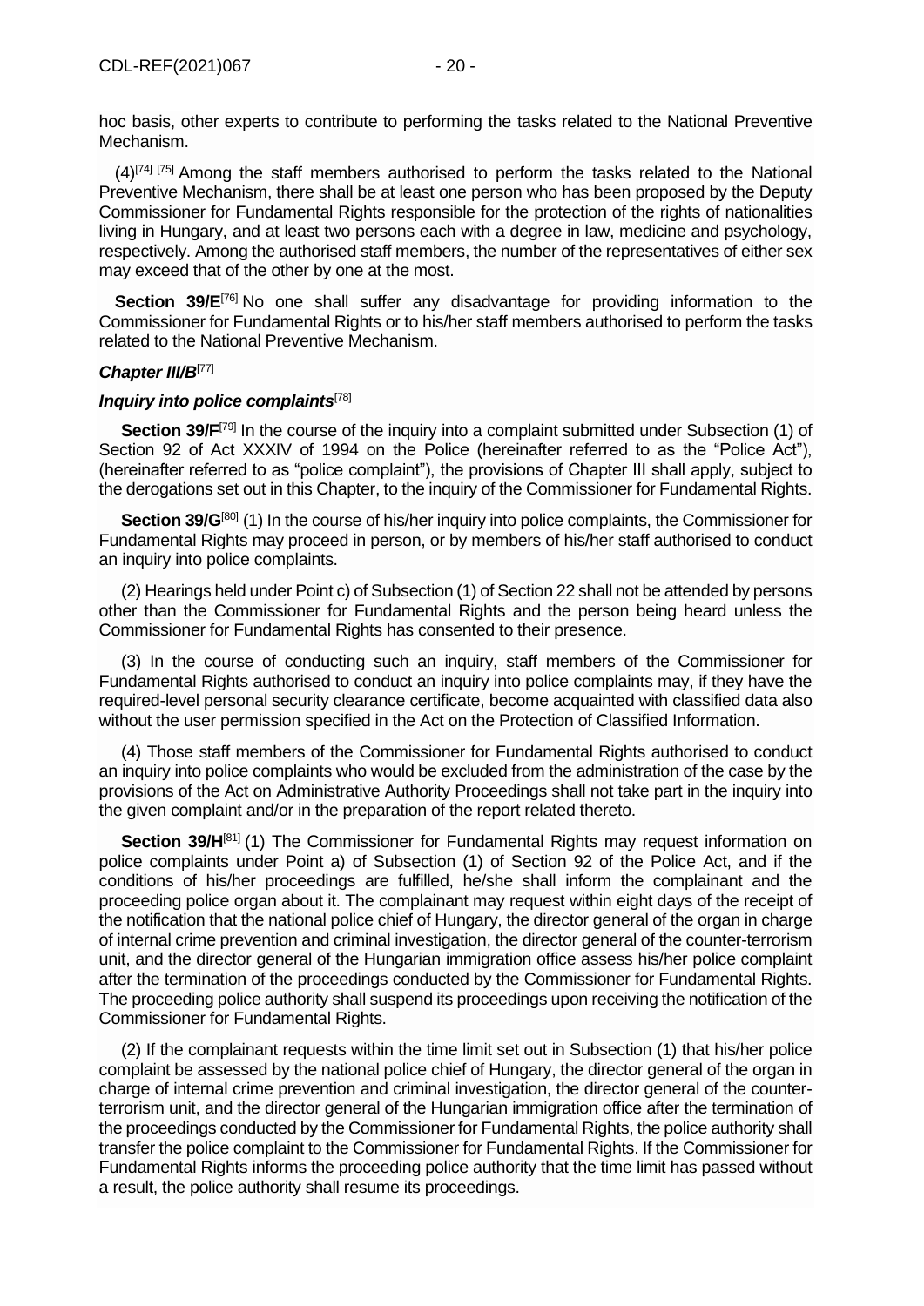hoc basis, other experts to contribute to performing the tasks related to the National Preventive Mechanism.

(4)[74] [75] Among the staff members authorised to perform the tasks related to the National Preventive Mechanism, there shall be at least one person who has been proposed by the Deputy Commissioner for Fundamental Rights responsible for the protection of the rights of nationalities living in Hungary, and at least two persons each with a degree in law, medicine and psychology, respectively. Among the authorised staff members, the number of the representatives of either sex may exceed that of the other by one at the most.

**Section 39/E**[76] No one shall suffer any disadvantage for providing information to the Commissioner for Fundamental Rights or to his/her staff members authorised to perform the tasks related to the National Preventive Mechanism.

### *Chapter III/B*[77]

### *Inquiry into police complaints*[78]

**Section 39/F**[79] In the course of the inquiry into a complaint submitted under Subsection (1) of Section 92 of Act XXXIV of 1994 on the Police (hereinafter referred to as the "Police Act"), (hereinafter referred to as "police complaint"), the provisions of Chapter III shall apply, subject to the derogations set out in this Chapter, to the inquiry of the Commissioner for Fundamental Rights.

**Section 39/G**[80] (1) In the course of his/her inquiry into police complaints, the Commissioner for Fundamental Rights may proceed in person, or by members of his/her staff authorised to conduct an inquiry into police complaints.

(2) Hearings held under Point c) of Subsection (1) of Section 22 shall not be attended by persons other than the Commissioner for Fundamental Rights and the person being heard unless the Commissioner for Fundamental Rights has consented to their presence.

(3) In the course of conducting such an inquiry, staff members of the Commissioner for Fundamental Rights authorised to conduct an inquiry into police complaints may, if they have the required-level personal security clearance certificate, become acquainted with classified data also without the user permission specified in the Act on the Protection of Classified Information.

(4) Those staff members of the Commissioner for Fundamental Rights authorised to conduct an inquiry into police complaints who would be excluded from the administration of the case by the provisions of the Act on Administrative Authority Proceedings shall not take part in the inquiry into the given complaint and/or in the preparation of the report related thereto.

**Section 39/H**[81] (1) The Commissioner for Fundamental Rights may request information on police complaints under Point a) of Subsection (1) of Section 92 of the Police Act, and if the conditions of his/her proceedings are fulfilled, he/she shall inform the complainant and the proceeding police organ about it. The complainant may request within eight days of the receipt of the notification that the national police chief of Hungary, the director general of the organ in charge of internal crime prevention and criminal investigation, the director general of the counter-terrorism unit, and the director general of the Hungarian immigration office assess his/her police complaint after the termination of the proceedings conducted by the Commissioner for Fundamental Rights. The proceeding police authority shall suspend its proceedings upon receiving the notification of the Commissioner for Fundamental Rights.

(2) If the complainant requests within the time limit set out in Subsection (1) that his/her police complaint be assessed by the national police chief of Hungary, the director general of the organ in charge of internal crime prevention and criminal investigation, the director general of the counter-terrorism unit, and the director general of the Hungarian immigration office after the termination of the proceedings conducted by the Commissioner for Fundamental Rights, the police authority shall transfer the police complaint to the Commissioner for Fundamental Rights. If the Commissioner for Fundamental Rights informs the proceeding police authority that the time limit has passed without a result, the police authority shall resume its proceedings.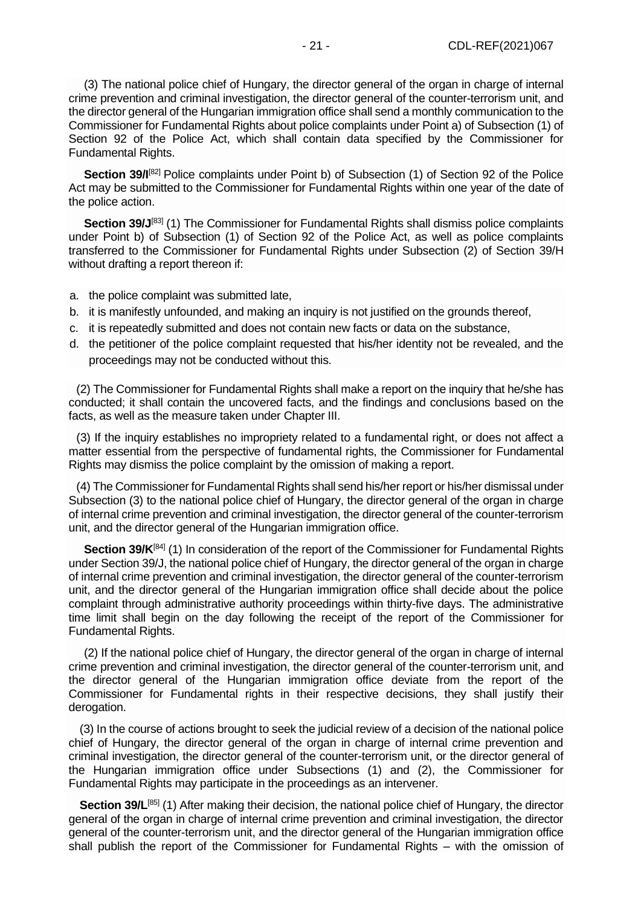(3) The national police chief of Hungary, the director general of the organ in charge of internal crime prevention and criminal investigation, the director general of the counter-terrorism unit, and the director general of the Hungarian immigration office shall send a monthly communication to the Commissioner for Fundamental Rights about police complaints under Point a) of Subsection (1) of Section 92 of the Police Act, which shall contain data specified by the Commissioner for Fundamental Rights.

**Section 39/I**[82] Police complaints under Point b) of Subsection (1) of Section 92 of the Police Act may be submitted to the Commissioner for Fundamental Rights within one year of the date of the police action.

**Section 39/J**[83] (1) The Commissioner for Fundamental Rights shall dismiss police complaints under Point b) of Subsection (1) of Section 92 of the Police Act, as well as police complaints transferred to the Commissioner for Fundamental Rights under Subsection (2) of Section 39/H without drafting a report thereon if:

a. the police complaint was submitted late,
b. it is manifestly unfounded, and making an inquiry is not justified on the grounds thereof,
c. it is repeatedly submitted and does not contain new facts or data on the substance,
d. the petitioner of the police complaint requested that his/her identity not be revealed, and the proceedings may not be conducted without this.

(2) The Commissioner for Fundamental Rights shall make a report on the inquiry that he/she has conducted; it shall contain the uncovered facts, and the findings and conclusions based on the facts, as well as the measure taken under Chapter III.

(3) If the inquiry establishes no impropriety related to a fundamental right, or does not affect a matter essential from the perspective of fundamental rights, the Commissioner for Fundamental Rights may dismiss the police complaint by the omission of making a report.

(4) The Commissioner for Fundamental Rights shall send his/her report or his/her dismissal under Subsection (3) to the national police chief of Hungary, the director general of the organ in charge of internal crime prevention and criminal investigation, the director general of the counter-terrorism unit, and the director general of the Hungarian immigration office.

**Section 39/K**[84] (1) In consideration of the report of the Commissioner for Fundamental Rights under Section 39/J, the national police chief of Hungary, the director general of the organ in charge of internal crime prevention and criminal investigation, the director general of the counter-terrorism unit, and the director general of the Hungarian immigration office shall decide about the police complaint through administrative authority proceedings within thirty-five days. The administrative time limit shall begin on the day following the receipt of the report of the Commissioner for Fundamental Rights.

(2) If the national police chief of Hungary, the director general of the organ in charge of internal crime prevention and criminal investigation, the director general of the counter-terrorism unit, and the director general of the Hungarian immigration office deviate from the report of the Commissioner for Fundamental rights in their respective decisions, they shall justify their derogation.

(3) In the course of actions brought to seek the judicial review of a decision of the national police chief of Hungary, the director general of the organ in charge of internal crime prevention and criminal investigation, the director general of the counter-terrorism unit, or the director general of the Hungarian immigration office under Subsections (1) and (2), the Commissioner for Fundamental Rights may participate in the proceedings as an intervener.

**Section 39/L**[85] (1) After making their decision, the national police chief of Hungary, the director general of the organ in charge of internal crime prevention and criminal investigation, the director general of the counter-terrorism unit, and the director general of the Hungarian immigration office shall publish the report of the Commissioner for Fundamental Rights – with the omission of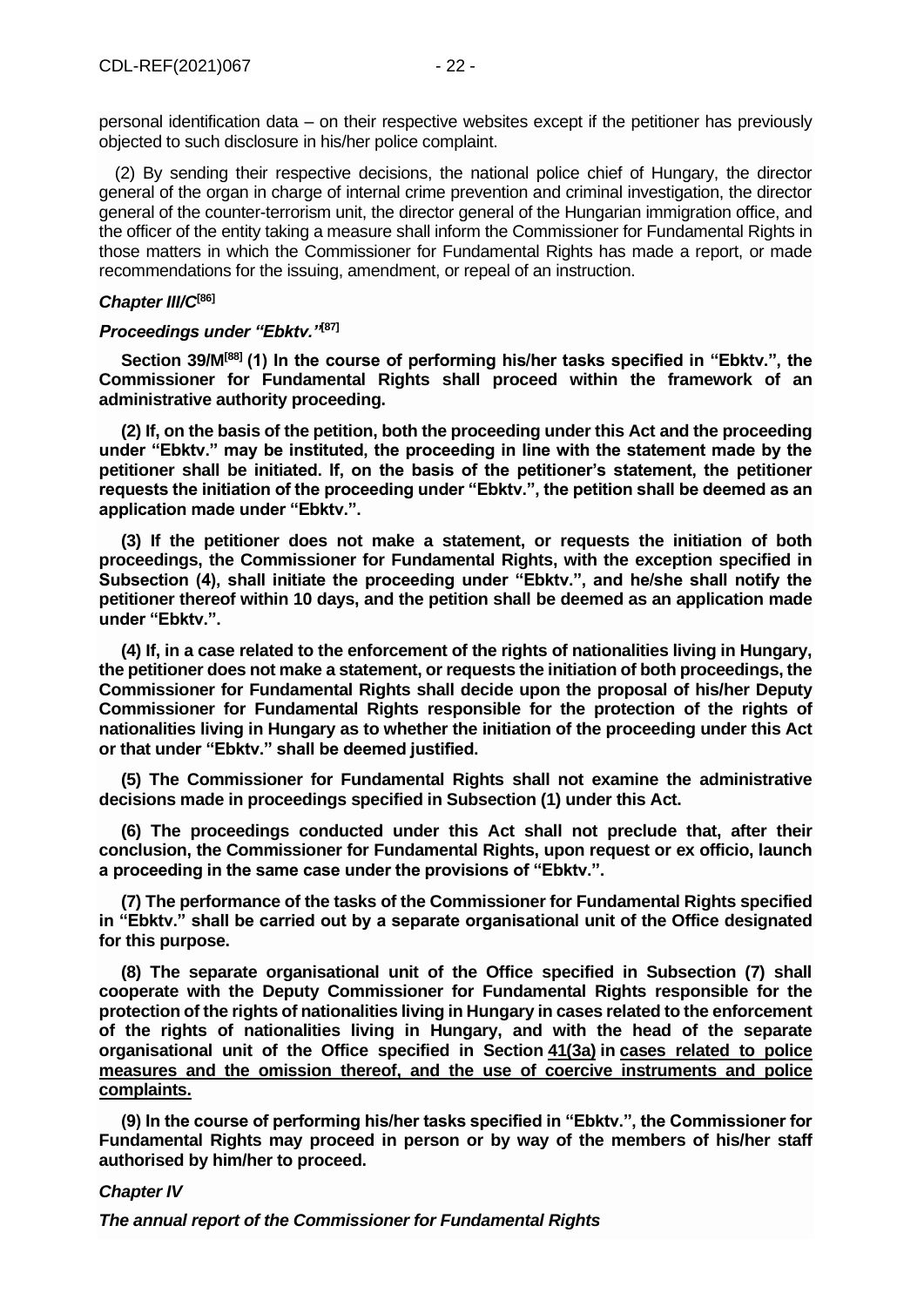personal identification data – on their respective websites except if the petitioner has previously objected to such disclosure in his/her police complaint.

(2) By sending their respective decisions, the national police chief of Hungary, the director general of the organ in charge of internal crime prevention and criminal investigation, the director general of the counter-terrorism unit, the director general of the Hungarian immigration office, and the officer of the entity taking a measure shall inform the Commissioner for Fundamental Rights in those matters in which the Commissioner for Fundamental Rights has made a report, or made recommendations for the issuing, amendment, or repeal of an instruction.

***Chapter III/C*[86]**

***Proceedings under "Ebktv."*[87]**

**Section 39/M[88] (1) In the course of performing his/her tasks specified in "Ebktv.", the Commissioner for Fundamental Rights shall proceed within the framework of an administrative authority proceeding.**

**(2) If, on the basis of the petition, both the proceeding under this Act and the proceeding under "Ebktv." may be instituted, the proceeding in line with the statement made by the petitioner shall be initiated. If, on the basis of the petitioner's statement, the petitioner requests the initiation of the proceeding under "Ebktv.", the petition shall be deemed as an application made under "Ebktv.".**

**(3) If the petitioner does not make a statement, or requests the initiation of both proceedings, the Commissioner for Fundamental Rights, with the exception specified in Subsection (4), shall initiate the proceeding under "Ebktv.", and he/she shall notify the petitioner thereof within 10 days, and the petition shall be deemed as an application made under "Ebktv.".**

**(4) If, in a case related to the enforcement of the rights of nationalities living in Hungary, the petitioner does not make a statement, or requests the initiation of both proceedings, the Commissioner for Fundamental Rights shall decide upon the proposal of his/her Deputy Commissioner for Fundamental Rights responsible for the protection of the rights of nationalities living in Hungary as to whether the initiation of the proceeding under this Act or that under "Ebktv." shall be deemed justified.**

**(5) The Commissioner for Fundamental Rights shall not examine the administrative decisions made in proceedings specified in Subsection (1) under this Act.**

**(6) The proceedings conducted under this Act shall not preclude that, after their conclusion, the Commissioner for Fundamental Rights, upon request or ex officio, launch a proceeding in the same case under the provisions of "Ebktv.".**

**(7) The performance of the tasks of the Commissioner for Fundamental Rights specified in "Ebktv." shall be carried out by a separate organisational unit of the Office designated for this purpose.**

**(8) The separate organisational unit of the Office specified in Subsection (7) shall cooperate with the Deputy Commissioner for Fundamental Rights responsible for the protection of the rights of nationalities living in Hungary in cases related to the enforcement of the rights of nationalities living in Hungary, and with the head of the separate organisational unit of the Office specified in Section 41(3a) in cases related to police measures and the omission thereof, and the use of coercive instruments and police complaints.**

**(9) In the course of performing his/her tasks specified in "Ebktv.", the Commissioner for Fundamental Rights may proceed in person or by way of the members of his/her staff authorised by him/her to proceed.**

***Chapter IV***

***The annual report of the Commissioner for Fundamental Rights***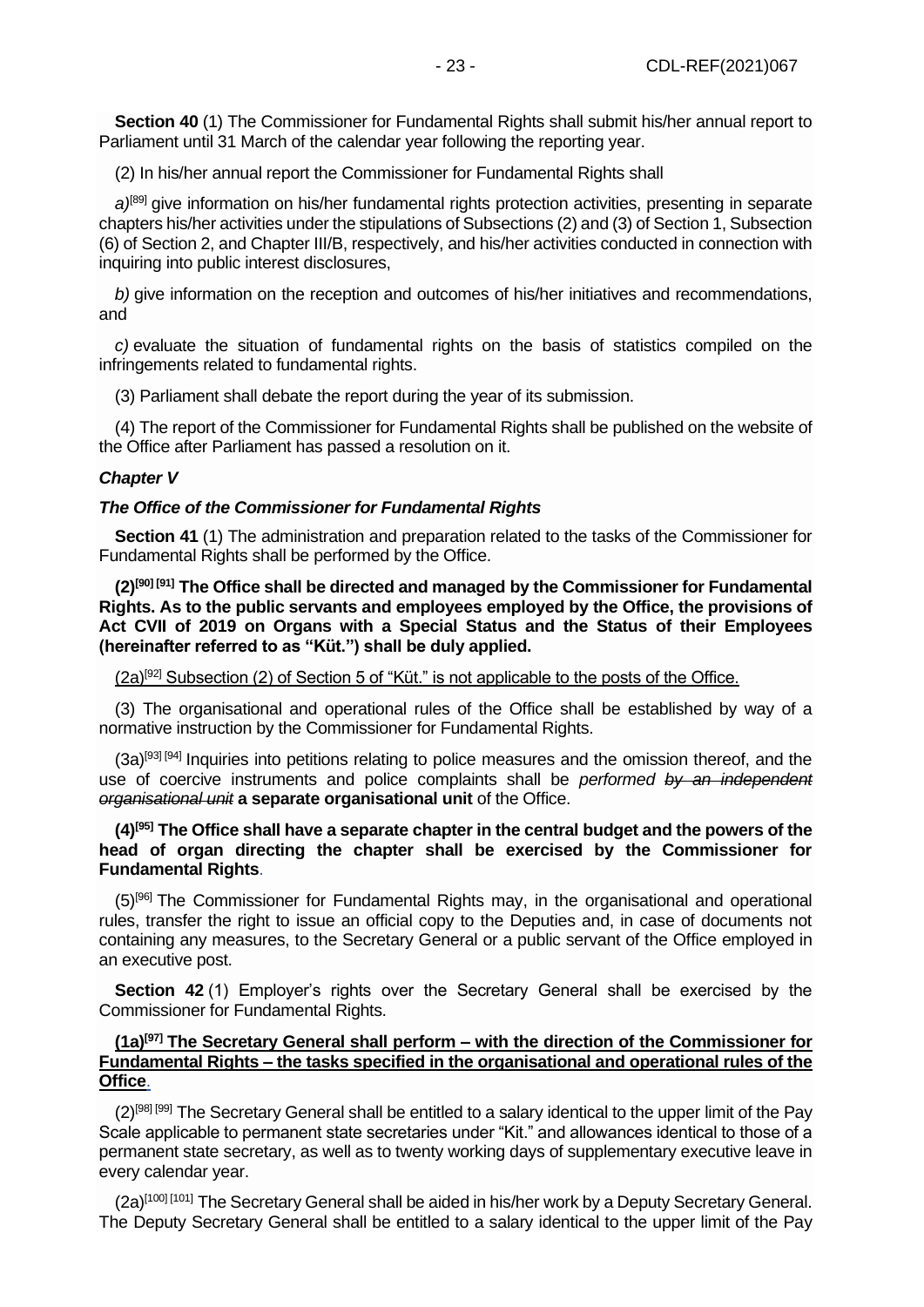**Section 40** (1) The Commissioner for Fundamental Rights shall submit his/her annual report to Parliament until 31 March of the calendar year following the reporting year.

(2) In his/her annual report the Commissioner for Fundamental Rights shall

*a)*[89] give information on his/her fundamental rights protection activities, presenting in separate chapters his/her activities under the stipulations of Subsections (2) and (3) of Section 1, Subsection (6) of Section 2, and Chapter III/B, respectively, and his/her activities conducted in connection with inquiring into public interest disclosures,

*b)* give information on the reception and outcomes of his/her initiatives and recommendations, and

*c)* evaluate the situation of fundamental rights on the basis of statistics compiled on the infringements related to fundamental rights.

(3) Parliament shall debate the report during the year of its submission.

(4) The report of the Commissioner for Fundamental Rights shall be published on the website of the Office after Parliament has passed a resolution on it.

***Chapter V***

***The Office of the Commissioner for Fundamental Rights***

**Section 41** (1) The administration and preparation related to the tasks of the Commissioner for Fundamental Rights shall be performed by the Office.

**(2)[90] [91] The Office shall be directed and managed by the Commissioner for Fundamental Rights. As to the public servants and employees employed by the Office, the provisions of Act CVII of 2019 on Organs with a Special Status and the Status of their Employees (hereinafter referred to as "Küt.") shall be duly applied.**

<u>(2a)[92] Subsection (2) of Section 5 of "Küt." is not applicable to the posts of the Office.</u>

(3) The organisational and operational rules of the Office shall be established by way of a normative instruction by the Commissioner for Fundamental Rights.

(3a)[93] [94] Inquiries into petitions relating to police measures and the omission thereof, and the use of coercive instruments and police complaints shall be *performed ~~by an independent organisational unit~~* **a separate organisational unit** of the Office.

**(4)[95] The Office shall have a separate chapter in the central budget and the powers of the head of organ directing the chapter shall be exercised by the Commissioner for Fundamental Rights**.

(5)[96] The Commissioner for Fundamental Rights may, in the organisational and operational rules, transfer the right to issue an official copy to the Deputies and, in case of documents not containing any measures, to the Secretary General or a public servant of the Office employed in an executive post.

**Section 42** (1) Employer's rights over the Secretary General shall be exercised by the Commissioner for Fundamental Rights.

<u>**(1a)[97] The Secretary General shall perform – with the direction of the Commissioner for Fundamental Rights – the tasks specified in the organisational and operational rules of the Office**</u>.

(2)[98] [99] The Secretary General shall be entitled to a salary identical to the upper limit of the Pay Scale applicable to permanent state secretaries under "Kit." and allowances identical to those of a permanent state secretary, as well as to twenty working days of supplementary executive leave in every calendar year.

(2a)[100] [101] The Secretary General shall be aided in his/her work by a Deputy Secretary General. The Deputy Secretary General shall be entitled to a salary identical to the upper limit of the Pay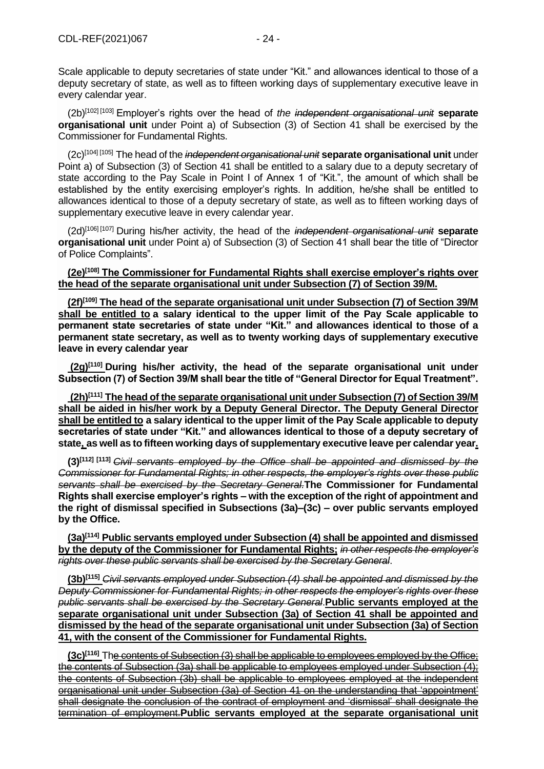Scale applicable to deputy secretaries of state under "Kit." and allowances identical to those of a deputy secretary of state, as well as to fifteen working days of supplementary executive leave in every calendar year.

(2b)[102] [103] Employer's rights over the head of *the ~~independent organisational unit~~* **separate organisational unit** under Point a) of Subsection (3) of Section 41 shall be exercised by the Commissioner for Fundamental Rights.

(2c)[104] [105] The head of the *~~independent organisational unit~~* **separate organisational unit** under Point a) of Subsection (3) of Section 41 shall be entitled to a salary due to a deputy secretary of state according to the Pay Scale in Point I of Annex 1 of "Kit.", the amount of which shall be established by the entity exercising employer's rights. In addition, he/she shall be entitled to allowances identical to those of a deputy secretary of state, as well as to fifteen working days of supplementary executive leave in every calendar year.

(2d)[106] [107] During his/her activity, the head of the *~~independent organisational unit~~* **separate organisational unit** under Point a) of Subsection (3) of Section 41 shall bear the title of "Director of Police Complaints".

<u>**(2e)[108] The Commissioner for Fundamental Rights shall exercise employer's rights over the head of the separate organisational unit under Subsection (7) of Section 39/M.**</u>

**<u>(2f)[109] The head of the separate organisational unit under Subsection (7) of Section 39/M shall be entitled to</u> a salary identical to the upper limit of the Pay Scale applicable to permanent state secretaries of state under "Kit." and allowances identical to those of a permanent state secretary, as well as to twenty working days of supplementary executive leave in every calendar year**

**<u>(2g)[110]</u> During his/her activity, the head of the separate organisational unit under Subsection (7) of Section 39/M shall bear the title of "General Director for Equal Treatment".**

**<u>(2h)[111] The head of the separate organisational unit under Subsection (7) of Section 39/M shall be aided in his/her work by a Deputy General Director. The Deputy General Director shall be entitled to</u> a salary identical to the upper limit of the Pay Scale applicable to deputy secretaries of state under "Kit." and allowances identical to those of a deputy secretary of state<u>,</u> as well as to fifteen working days of supplementary executive leave per calendar year<u>.</u>**

**(3)[112] [113]** *~~Civil servants employed by the Office shall be appointed and dismissed by the Commissioner for Fundamental Rights; in other respects, the employer's rights over these public servants shall be exercised by the Secretary General.~~* **The Commissioner for Fundamental Rights shall exercise employer's rights – with the exception of the right of appointment and the right of dismissal specified in Subsections (3a)–(3c) – over public servants employed by the Office.**

**<u>(3a)[114] Public servants employed under Subsection (4) shall be appointed and dismissed by the deputy of the Commissioner for Fundamental Rights;</u>** *~~in other respects the employer's rights over these public servants shall be exercised by the Secretary General~~*.

**<u>(3b)[115]</u>** *~~Civil servants employed under Subsection (4) shall be appointed and dismissed by the Deputy Commissioner for Fundamental Rights; in other respects the employer's rights over these public servants shall be exercised by the Secretary General~~*.**<u>Public servants employed at the separate organisational unit under Subsection (3a) of Section 41 shall be appointed and dismissed by the head of the separate organisational unit under Subsection (3a) of Section 41, with the consent of the Commissioner for Fundamental Rights.</u>**

**<u>(3c)[116]</u>** Th~~e contents of Subsection (3) shall be applicable to employees employed by the Office; the contents of Subsection (3a) shall be applicable to employees employed under Subsection (4); the contents of Subsection (3b) shall be applicable to employees employed at the independent organisational unit under Subsection (3a) of Section 41 on the understanding that 'appointment' shall designate the conclusion of the contract of employment and 'dismissal' shall designate the termination of employment.~~**Public servants employed at the separate organisational unit**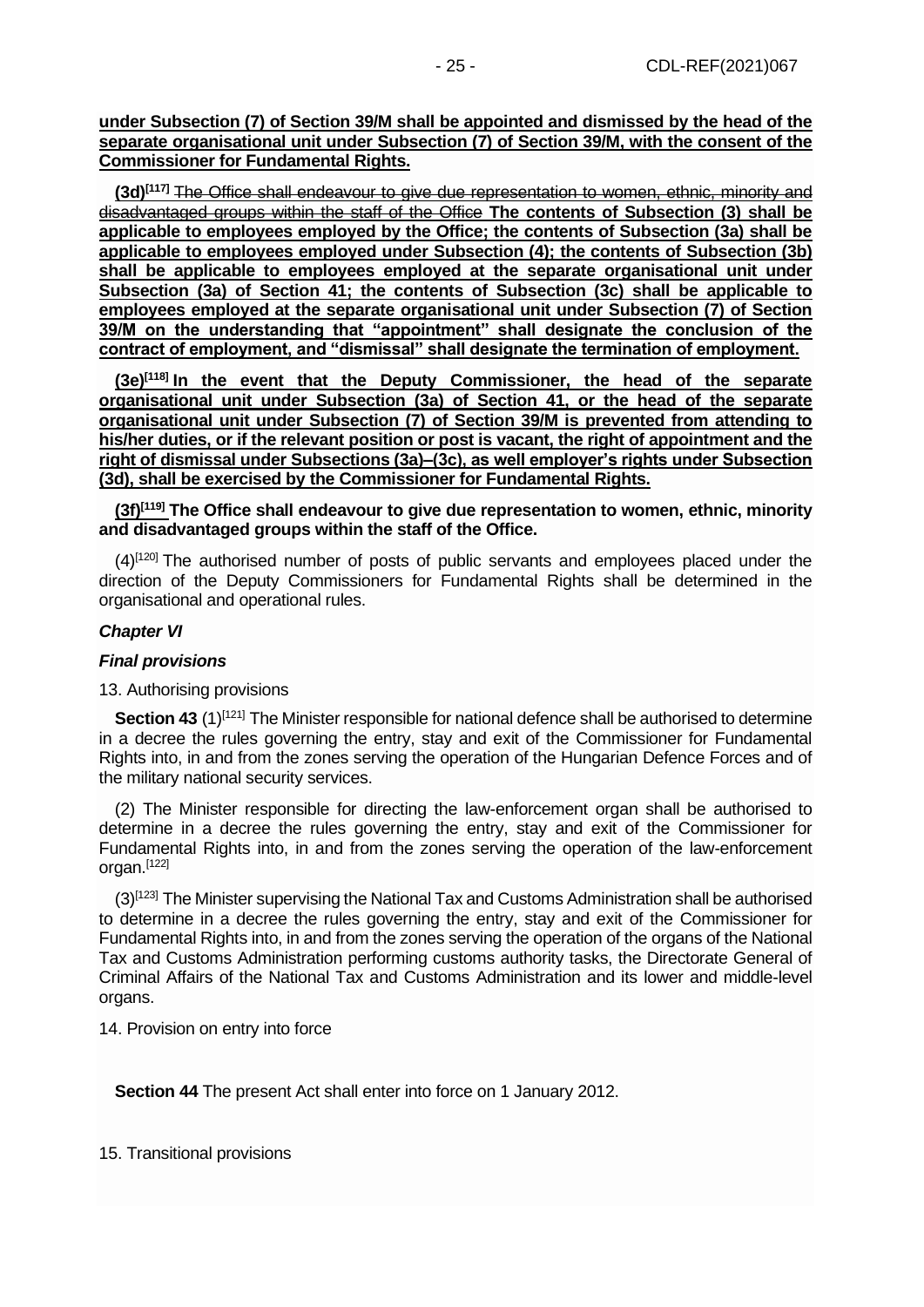**under Subsection (7) of Section 39/M shall be appointed and dismissed by the head of the separate organisational unit under Subsection (7) of Section 39/M, with the consent of the Commissioner for Fundamental Rights.**

**(3d)[117]** ~~The Office shall endeavour to give due representation to women, ethnic, minority and disadvantaged groups within the staff of the Office~~ **The contents of Subsection (3) shall be applicable to employees employed by the Office; the contents of Subsection (3a) shall be applicable to employees employed under Subsection (4); the contents of Subsection (3b) shall be applicable to employees employed at the separate organisational unit under Subsection (3a) of Section 41; the contents of Subsection (3c) shall be applicable to employees employed at the separate organisational unit under Subsection (7) of Section 39/M on the understanding that "appointment" shall designate the conclusion of the contract of employment, and "dismissal" shall designate the termination of employment.**

**(3e)[118] In the event that the Deputy Commissioner, the head of the separate organisational unit under Subsection (3a) of Section 41, or the head of the separate organisational unit under Subsection (7) of Section 39/M is prevented from attending to his/her duties, or if the relevant position or post is vacant, the right of appointment and the right of dismissal under Subsections (3a)–(3c), as well employer's rights under Subsection (3d), shall be exercised by the Commissioner for Fundamental Rights.**

**(3f)[119] The Office shall endeavour to give due representation to women, ethnic, minority and disadvantaged groups within the staff of the Office.**

(4)[120] The authorised number of posts of public servants and employees placed under the direction of the Deputy Commissioners for Fundamental Rights shall be determined in the organisational and operational rules.

## *Chapter VI*

## *Final provisions*

### 13. Authorising provisions

**Section 43** (1)[121] The Minister responsible for national defence shall be authorised to determine in a decree the rules governing the entry, stay and exit of the Commissioner for Fundamental Rights into, in and from the zones serving the operation of the Hungarian Defence Forces and of the military national security services.

(2) The Minister responsible for directing the law-enforcement organ shall be authorised to determine in a decree the rules governing the entry, stay and exit of the Commissioner for Fundamental Rights into, in and from the zones serving the operation of the law-enforcement organ.[122]

(3)[123] The Minister supervising the National Tax and Customs Administration shall be authorised to determine in a decree the rules governing the entry, stay and exit of the Commissioner for Fundamental Rights into, in and from the zones serving the operation of the organs of the National Tax and Customs Administration performing customs authority tasks, the Directorate General of Criminal Affairs of the National Tax and Customs Administration and its lower and middle-level organs.

### 14. Provision on entry into force

**Section 44** The present Act shall enter into force on 1 January 2012.

### 15. Transitional provisions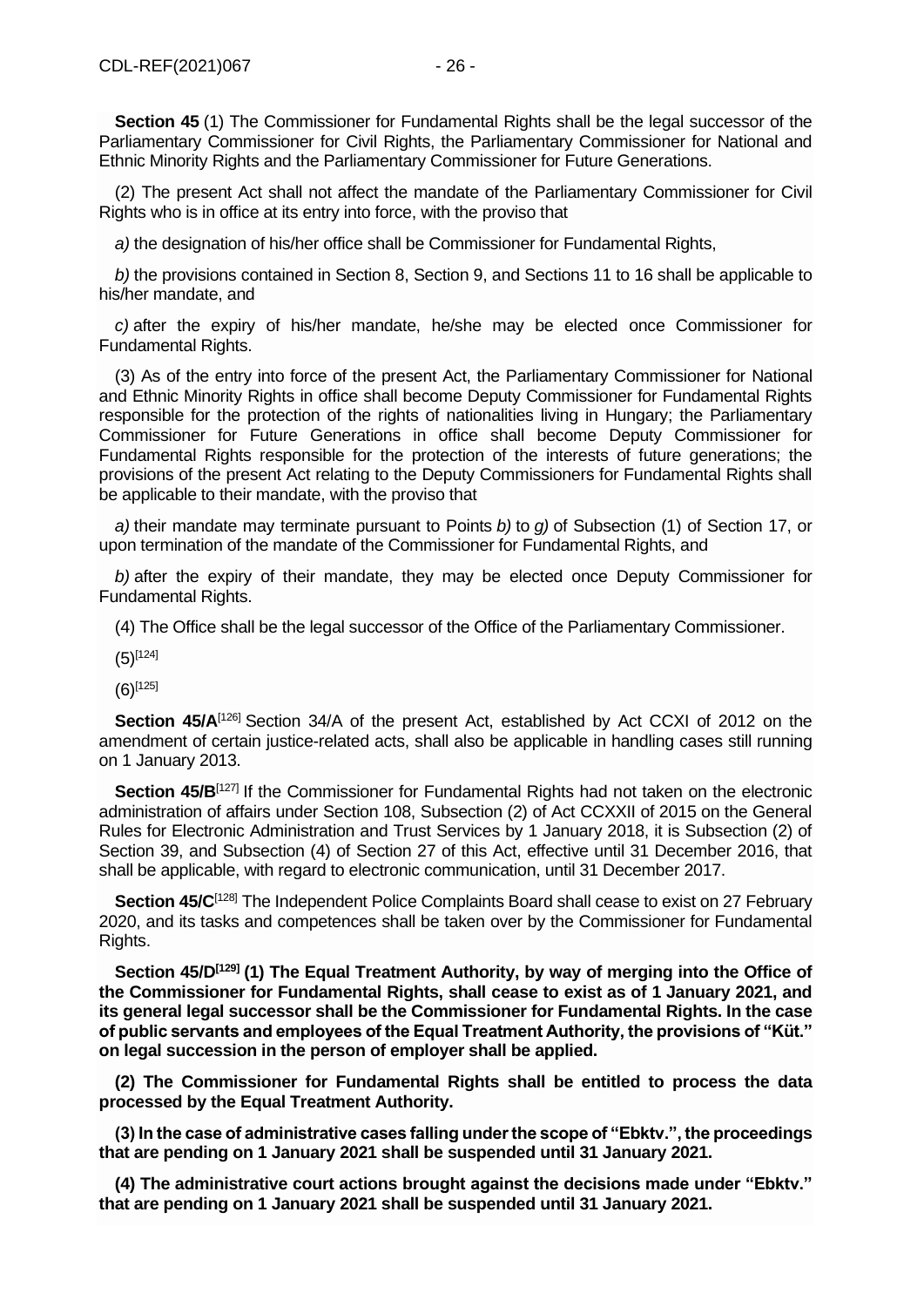**Section 45** (1) The Commissioner for Fundamental Rights shall be the legal successor of the Parliamentary Commissioner for Civil Rights, the Parliamentary Commissioner for National and Ethnic Minority Rights and the Parliamentary Commissioner for Future Generations.

(2) The present Act shall not affect the mandate of the Parliamentary Commissioner for Civil Rights who is in office at its entry into force, with the proviso that

*a)* the designation of his/her office shall be Commissioner for Fundamental Rights,

*b)* the provisions contained in Section 8, Section 9, and Sections 11 to 16 shall be applicable to his/her mandate, and

*c)* after the expiry of his/her mandate, he/she may be elected once Commissioner for Fundamental Rights.

(3) As of the entry into force of the present Act, the Parliamentary Commissioner for National and Ethnic Minority Rights in office shall become Deputy Commissioner for Fundamental Rights responsible for the protection of the rights of nationalities living in Hungary; the Parliamentary Commissioner for Future Generations in office shall become Deputy Commissioner for Fundamental Rights responsible for the protection of the interests of future generations; the provisions of the present Act relating to the Deputy Commissioners for Fundamental Rights shall be applicable to their mandate, with the proviso that

*a)* their mandate may terminate pursuant to Points *b)* to *g)* of Subsection (1) of Section 17, or upon termination of the mandate of the Commissioner for Fundamental Rights, and

*b)* after the expiry of their mandate, they may be elected once Deputy Commissioner for Fundamental Rights.

(4) The Office shall be the legal successor of the Office of the Parliamentary Commissioner.

(5)[124]

(6)[125]

**Section 45/A**[126] Section 34/A of the present Act, established by Act CCXI of 2012 on the amendment of certain justice-related acts, shall also be applicable in handling cases still running on 1 January 2013.

**Section 45/B**[127] If the Commissioner for Fundamental Rights had not taken on the electronic administration of affairs under Section 108, Subsection (2) of Act CCXXII of 2015 on the General Rules for Electronic Administration and Trust Services by 1 January 2018, it is Subsection (2) of Section 39, and Subsection (4) of Section 27 of this Act, effective until 31 December 2016, that shall be applicable, with regard to electronic communication, until 31 December 2017.

**Section 45/C**[128] The Independent Police Complaints Board shall cease to exist on 27 February 2020, and its tasks and competences shall be taken over by the Commissioner for Fundamental Rights.

**Section 45/D[129] (1) The Equal Treatment Authority, by way of merging into the Office of the Commissioner for Fundamental Rights, shall cease to exist as of 1 January 2021, and its general legal successor shall be the Commissioner for Fundamental Rights. In the case of public servants and employees of the Equal Treatment Authority, the provisions of "Küt." on legal succession in the person of employer shall be applied.**

**(2) The Commissioner for Fundamental Rights shall be entitled to process the data processed by the Equal Treatment Authority.**

**(3) In the case of administrative cases falling under the scope of "Ebktv.", the proceedings that are pending on 1 January 2021 shall be suspended until 31 January 2021.**

**(4) The administrative court actions brought against the decisions made under "Ebktv." that are pending on 1 January 2021 shall be suspended until 31 January 2021.**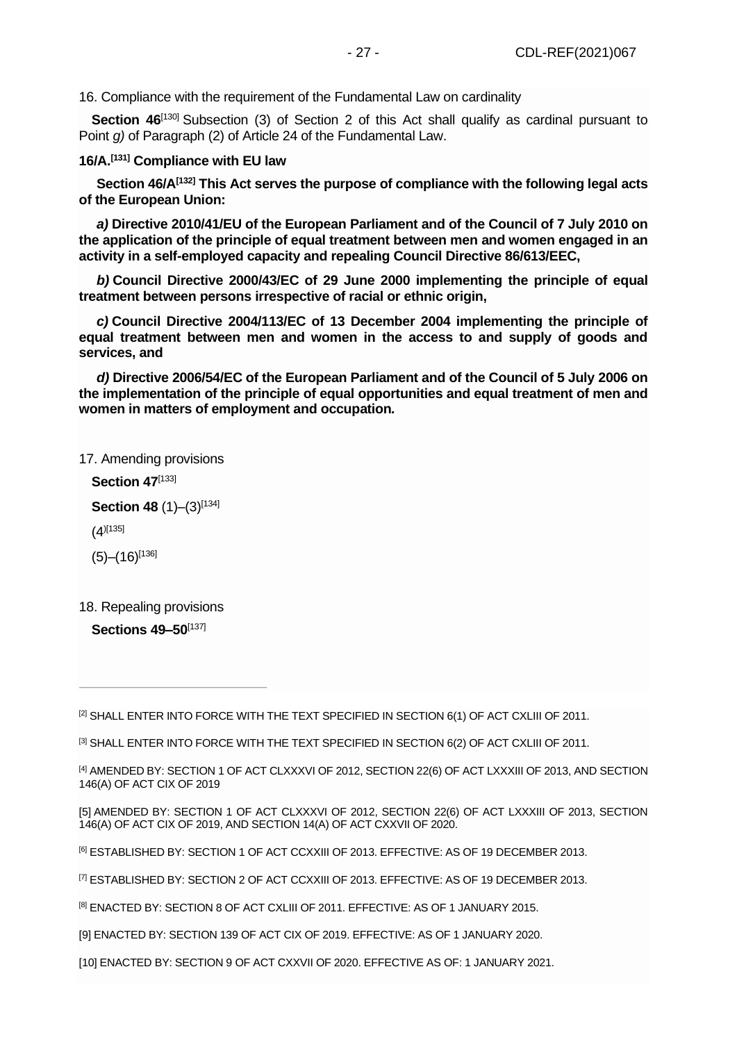16. Compliance with the requirement of the Fundamental Law on cardinality

**Section 46**[130] Subsection (3) of Section 2 of this Act shall qualify as cardinal pursuant to Point *g)* of Paragraph (2) of Article 24 of the Fundamental Law.

**16/A.[131] Compliance with EU law**

**Section 46/A[132] This Act serves the purpose of compliance with the following legal acts of the European Union:**

***a)* Directive 2010/41/EU of the European Parliament and of the Council of 7 July 2010 on the application of the principle of equal treatment between men and women engaged in an activity in a self-employed capacity and repealing Council Directive 86/613/EEC,**

***b)* Council Directive 2000/43/EC of 29 June 2000 implementing the principle of equal treatment between persons irrespective of racial or ethnic origin,**

***c)* Council Directive 2004/113/EC of 13 December 2004 implementing the principle of equal treatment between men and women in the access to and supply of goods and services, and**

***d)* Directive 2006/54/EC of the European Parliament and of the Council of 5 July 2006 on the implementation of the principle of equal opportunities and equal treatment of men and women in matters of employment and occupation.**

17. Amending provisions

**Section 47**[133]

**Section 48** (1)–(3)[134]

(4)[135]

(5)–(16)[136]

18. Repealing provisions

**Sections 49–50**[137]

---

[2] SHALL ENTER INTO FORCE WITH THE TEXT SPECIFIED IN SECTION 6(1) OF ACT CXLIII OF 2011.

[3] SHALL ENTER INTO FORCE WITH THE TEXT SPECIFIED IN SECTION 6(2) OF ACT CXLIII OF 2011.

[4] AMENDED BY: SECTION 1 OF ACT CLXXXVI OF 2012, SECTION 22(6) OF ACT LXXXIII OF 2013, AND SECTION 146(A) OF ACT CIX OF 2019

[5] AMENDED BY: SECTION 1 OF ACT CLXXXVI OF 2012, SECTION 22(6) OF ACT LXXXIII OF 2013, SECTION 146(A) OF ACT CIX OF 2019, AND SECTION 14(A) OF ACT CXXVII OF 2020.

[6] ESTABLISHED BY: SECTION 1 OF ACT CCXXIII OF 2013. EFFECTIVE: AS OF 19 DECEMBER 2013.

[7] ESTABLISHED BY: SECTION 2 OF ACT CCXXIII OF 2013. EFFECTIVE: AS OF 19 DECEMBER 2013.

[8] ENACTED BY: SECTION 8 OF ACT CXLIII OF 2011. EFFECTIVE: AS OF 1 JANUARY 2015.

[9] ENACTED BY: SECTION 139 OF ACT CIX OF 2019. EFFECTIVE: AS OF 1 JANUARY 2020.

[10] ENACTED BY: SECTION 9 OF ACT CXXVII OF 2020. EFFECTIVE AS OF: 1 JANUARY 2021.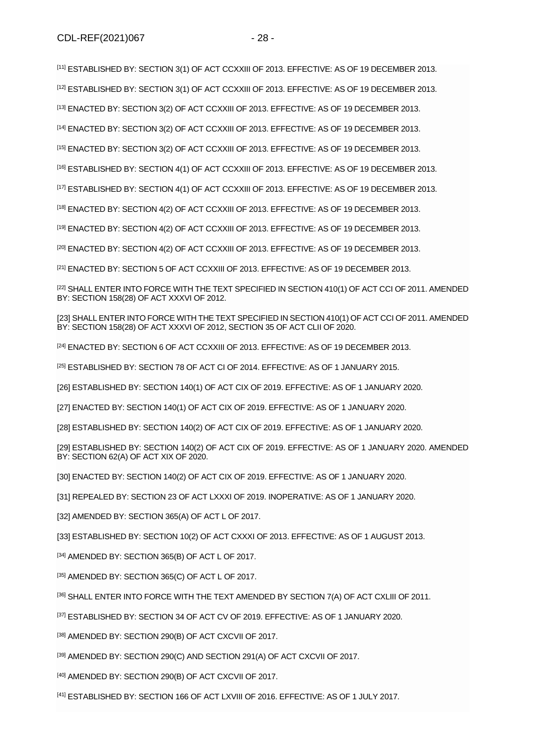[11] ESTABLISHED BY: SECTION 3(1) OF ACT CCXXIII OF 2013. EFFECTIVE: AS OF 19 DECEMBER 2013.

[12] ESTABLISHED BY: SECTION 3(1) OF ACT CCXXIII OF 2013. EFFECTIVE: AS OF 19 DECEMBER 2013.

[13] ENACTED BY: SECTION 3(2) OF ACT CCXXIII OF 2013. EFFECTIVE: AS OF 19 DECEMBER 2013.

[14] ENACTED BY: SECTION 3(2) OF ACT CCXXIII OF 2013. EFFECTIVE: AS OF 19 DECEMBER 2013.

[15] ENACTED BY: SECTION 3(2) OF ACT CCXXIII OF 2013. EFFECTIVE: AS OF 19 DECEMBER 2013.

[16] ESTABLISHED BY: SECTION 4(1) OF ACT CCXXIII OF 2013. EFFECTIVE: AS OF 19 DECEMBER 2013.

[17] ESTABLISHED BY: SECTION 4(1) OF ACT CCXXIII OF 2013. EFFECTIVE: AS OF 19 DECEMBER 2013.

[18] ENACTED BY: SECTION 4(2) OF ACT CCXXIII OF 2013. EFFECTIVE: AS OF 19 DECEMBER 2013.

[19] ENACTED BY: SECTION 4(2) OF ACT CCXXIII OF 2013. EFFECTIVE: AS OF 19 DECEMBER 2013.

[20] ENACTED BY: SECTION 4(2) OF ACT CCXXIII OF 2013. EFFECTIVE: AS OF 19 DECEMBER 2013.

[21] ENACTED BY: SECTION 5 OF ACT CCXXIII OF 2013. EFFECTIVE: AS OF 19 DECEMBER 2013.

[22] SHALL ENTER INTO FORCE WITH THE TEXT SPECIFIED IN SECTION 410(1) OF ACT CCI OF 2011. AMENDED BY: SECTION 158(28) OF ACT XXXVI OF 2012.

[23] SHALL ENTER INTO FORCE WITH THE TEXT SPECIFIED IN SECTION 410(1) OF ACT CCI OF 2011. AMENDED BY: SECTION 158(28) OF ACT XXXVI OF 2012, SECTION 35 OF ACT CLII OF 2020.

[24] ENACTED BY: SECTION 6 OF ACT CCXXIII OF 2013. EFFECTIVE: AS OF 19 DECEMBER 2013.

[25] ESTABLISHED BY: SECTION 78 OF ACT CI OF 2014. EFFECTIVE: AS OF 1 JANUARY 2015.

[26] ESTABLISHED BY: SECTION 140(1) OF ACT CIX OF 2019. EFFECTIVE: AS OF 1 JANUARY 2020.

[27] ENACTED BY: SECTION 140(1) OF ACT CIX OF 2019. EFFECTIVE: AS OF 1 JANUARY 2020.

[28] ESTABLISHED BY: SECTION 140(2) OF ACT CIX OF 2019. EFFECTIVE: AS OF 1 JANUARY 2020.

[29] ESTABLISHED BY: SECTION 140(2) OF ACT CIX OF 2019. EFFECTIVE: AS OF 1 JANUARY 2020. AMENDED BY: SECTION 62(A) OF ACT XIX OF 2020.

[30] ENACTED BY: SECTION 140(2) OF ACT CIX OF 2019. EFFECTIVE: AS OF 1 JANUARY 2020.

[31] REPEALED BY: SECTION 23 OF ACT LXXXI OF 2019. INOPERATIVE: AS OF 1 JANUARY 2020.

[32] AMENDED BY: SECTION 365(A) OF ACT L OF 2017.

[33] ESTABLISHED BY: SECTION 10(2) OF ACT CXXXI OF 2013. EFFECTIVE: AS OF 1 AUGUST 2013.

[34] AMENDED BY: SECTION 365(B) OF ACT L OF 2017.

[35] AMENDED BY: SECTION 365(C) OF ACT L OF 2017.

[36] SHALL ENTER INTO FORCE WITH THE TEXT AMENDED BY SECTION 7(A) OF ACT CXLIII OF 2011.

[37] ESTABLISHED BY: SECTION 34 OF ACT CV OF 2019. EFFECTIVE: AS OF 1 JANUARY 2020.

[38] AMENDED BY: SECTION 290(B) OF ACT CXCVII OF 2017.

[39] AMENDED BY: SECTION 290(C) AND SECTION 291(A) OF ACT CXCVII OF 2017.

[40] AMENDED BY: SECTION 290(B) OF ACT CXCVII OF 2017.

[41] ESTABLISHED BY: SECTION 166 OF ACT LXVIII OF 2016. EFFECTIVE: AS OF 1 JULY 2017.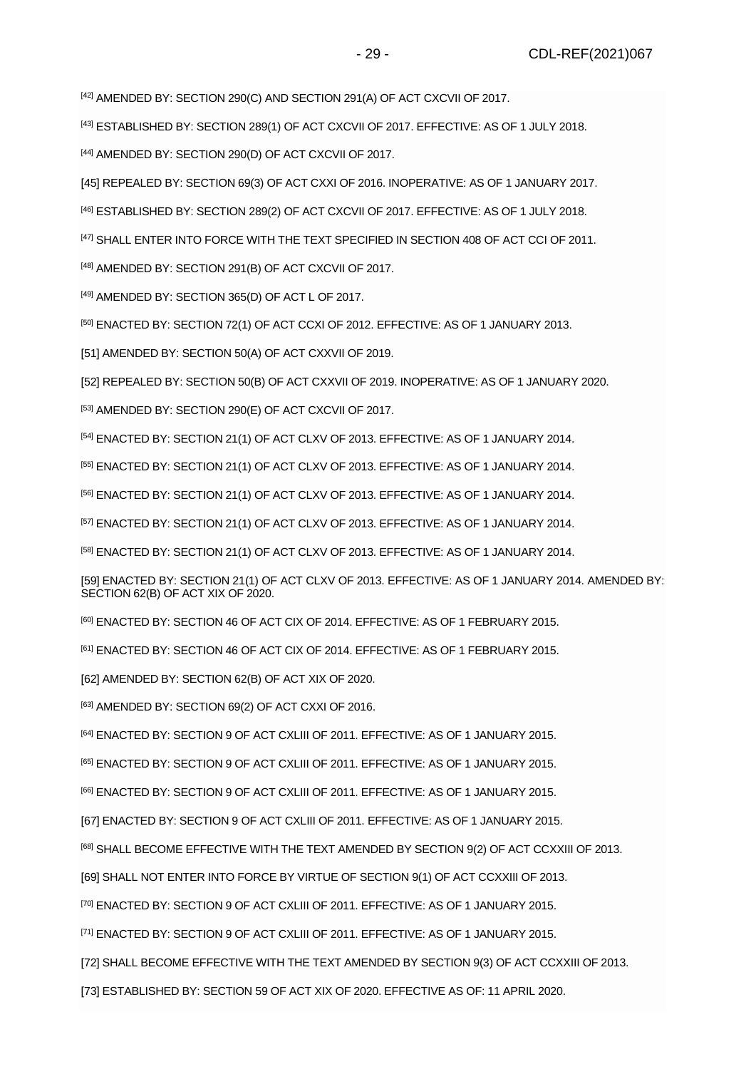[42] AMENDED BY: SECTION 290(C) AND SECTION 291(A) OF ACT CXCVII OF 2017.

[43] ESTABLISHED BY: SECTION 289(1) OF ACT CXCVII OF 2017. EFFECTIVE: AS OF 1 JULY 2018.

[44] AMENDED BY: SECTION 290(D) OF ACT CXCVII OF 2017.

[45] REPEALED BY: SECTION 69(3) OF ACT CXXI OF 2016. INOPERATIVE: AS OF 1 JANUARY 2017.

[46] ESTABLISHED BY: SECTION 289(2) OF ACT CXCVII OF 2017. EFFECTIVE: AS OF 1 JULY 2018.

[47] SHALL ENTER INTO FORCE WITH THE TEXT SPECIFIED IN SECTION 408 OF ACT CCI OF 2011.

[48] AMENDED BY: SECTION 291(B) OF ACT CXCVII OF 2017.

[49] AMENDED BY: SECTION 365(D) OF ACT L OF 2017.

[50] ENACTED BY: SECTION 72(1) OF ACT CCXI OF 2012. EFFECTIVE: AS OF 1 JANUARY 2013.

[51] AMENDED BY: SECTION 50(A) OF ACT CXXVII OF 2019.

[52] REPEALED BY: SECTION 50(B) OF ACT CXXVII OF 2019. INOPERATIVE: AS OF 1 JANUARY 2020.

[53] AMENDED BY: SECTION 290(E) OF ACT CXCVII OF 2017.

[54] ENACTED BY: SECTION 21(1) OF ACT CLXV OF 2013. EFFECTIVE: AS OF 1 JANUARY 2014.

[55] ENACTED BY: SECTION 21(1) OF ACT CLXV OF 2013. EFFECTIVE: AS OF 1 JANUARY 2014.

[56] ENACTED BY: SECTION 21(1) OF ACT CLXV OF 2013. EFFECTIVE: AS OF 1 JANUARY 2014.

[57] ENACTED BY: SECTION 21(1) OF ACT CLXV OF 2013. EFFECTIVE: AS OF 1 JANUARY 2014.

[58] ENACTED BY: SECTION 21(1) OF ACT CLXV OF 2013. EFFECTIVE: AS OF 1 JANUARY 2014.

[59] ENACTED BY: SECTION 21(1) OF ACT CLXV OF 2013. EFFECTIVE: AS OF 1 JANUARY 2014. AMENDED BY: SECTION 62(B) OF ACT XIX OF 2020.

[60] ENACTED BY: SECTION 46 OF ACT CIX OF 2014. EFFECTIVE: AS OF 1 FEBRUARY 2015.

[61] ENACTED BY: SECTION 46 OF ACT CIX OF 2014. EFFECTIVE: AS OF 1 FEBRUARY 2015.

[62] AMENDED BY: SECTION 62(B) OF ACT XIX OF 2020.

[63] AMENDED BY: SECTION 69(2) OF ACT CXXI OF 2016.

[64] ENACTED BY: SECTION 9 OF ACT CXLIII OF 2011. EFFECTIVE: AS OF 1 JANUARY 2015.

[65] ENACTED BY: SECTION 9 OF ACT CXLIII OF 2011. EFFECTIVE: AS OF 1 JANUARY 2015.

[66] ENACTED BY: SECTION 9 OF ACT CXLIII OF 2011. EFFECTIVE: AS OF 1 JANUARY 2015.

[67] ENACTED BY: SECTION 9 OF ACT CXLIII OF 2011. EFFECTIVE: AS OF 1 JANUARY 2015.

[68] SHALL BECOME EFFECTIVE WITH THE TEXT AMENDED BY SECTION 9(2) OF ACT CCXXIII OF 2013.

[69] SHALL NOT ENTER INTO FORCE BY VIRTUE OF SECTION 9(1) OF ACT CCXXIII OF 2013.

[70] ENACTED BY: SECTION 9 OF ACT CXLIII OF 2011. EFFECTIVE: AS OF 1 JANUARY 2015.

[71] ENACTED BY: SECTION 9 OF ACT CXLIII OF 2011. EFFECTIVE: AS OF 1 JANUARY 2015.

[72] SHALL BECOME EFFECTIVE WITH THE TEXT AMENDED BY SECTION 9(3) OF ACT CCXXIII OF 2013.

[73] ESTABLISHED BY: SECTION 59 OF ACT XIX OF 2020. EFFECTIVE AS OF: 11 APRIL 2020.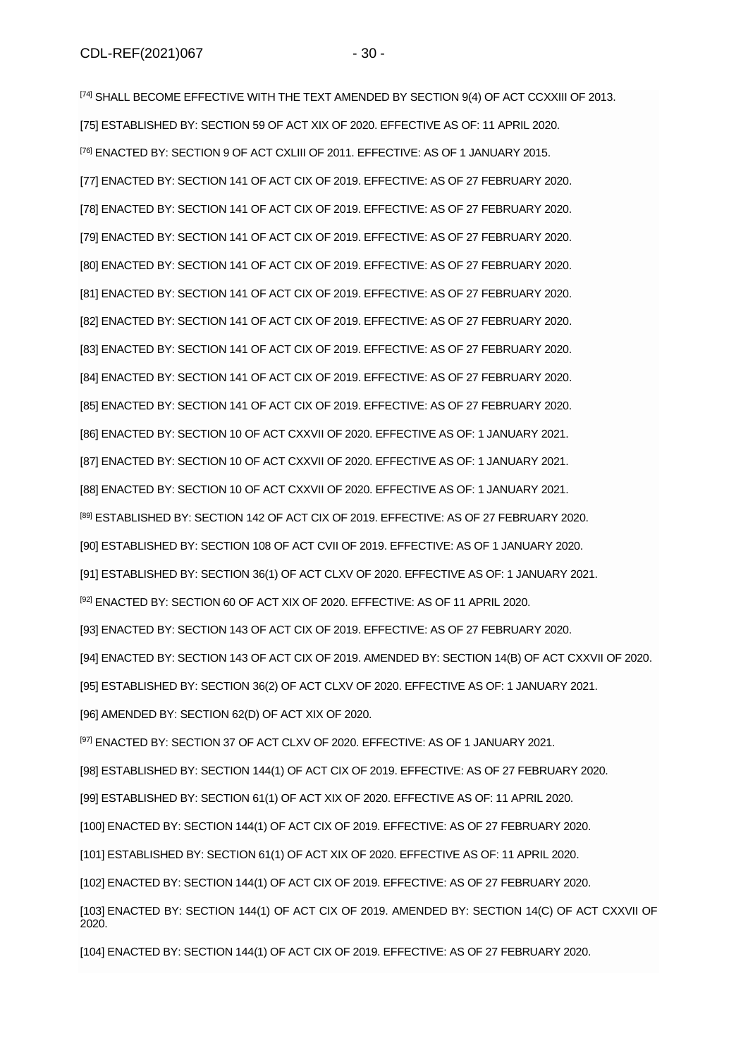[74] SHALL BECOME EFFECTIVE WITH THE TEXT AMENDED BY SECTION 9(4) OF ACT CCXXIII OF 2013.

[75] ESTABLISHED BY: SECTION 59 OF ACT XIX OF 2020. EFFECTIVE AS OF: 11 APRIL 2020.

[76] ENACTED BY: SECTION 9 OF ACT CXLIII OF 2011. EFFECTIVE: AS OF 1 JANUARY 2015.

[77] ENACTED BY: SECTION 141 OF ACT CIX OF 2019. EFFECTIVE: AS OF 27 FEBRUARY 2020.

[78] ENACTED BY: SECTION 141 OF ACT CIX OF 2019. EFFECTIVE: AS OF 27 FEBRUARY 2020.

[79] ENACTED BY: SECTION 141 OF ACT CIX OF 2019. EFFECTIVE: AS OF 27 FEBRUARY 2020.

[80] ENACTED BY: SECTION 141 OF ACT CIX OF 2019. EFFECTIVE: AS OF 27 FEBRUARY 2020.

[81] ENACTED BY: SECTION 141 OF ACT CIX OF 2019. EFFECTIVE: AS OF 27 FEBRUARY 2020.

[82] ENACTED BY: SECTION 141 OF ACT CIX OF 2019. EFFECTIVE: AS OF 27 FEBRUARY 2020.

[83] ENACTED BY: SECTION 141 OF ACT CIX OF 2019. EFFECTIVE: AS OF 27 FEBRUARY 2020.

[84] ENACTED BY: SECTION 141 OF ACT CIX OF 2019. EFFECTIVE: AS OF 27 FEBRUARY 2020.

[85] ENACTED BY: SECTION 141 OF ACT CIX OF 2019. EFFECTIVE: AS OF 27 FEBRUARY 2020.

[86] ENACTED BY: SECTION 10 OF ACT CXXVII OF 2020. EFFECTIVE AS OF: 1 JANUARY 2021.

[87] ENACTED BY: SECTION 10 OF ACT CXXVII OF 2020. EFFECTIVE AS OF: 1 JANUARY 2021.

[88] ENACTED BY: SECTION 10 OF ACT CXXVII OF 2020. EFFECTIVE AS OF: 1 JANUARY 2021.

[89] ESTABLISHED BY: SECTION 142 OF ACT CIX OF 2019. EFFECTIVE: AS OF 27 FEBRUARY 2020.

[90] ESTABLISHED BY: SECTION 108 OF ACT CVII OF 2019. EFFECTIVE: AS OF 1 JANUARY 2020.

[91] ESTABLISHED BY: SECTION 36(1) OF ACT CLXV OF 2020. EFFECTIVE AS OF: 1 JANUARY 2021.

[92] ENACTED BY: SECTION 60 OF ACT XIX OF 2020. EFFECTIVE: AS OF 11 APRIL 2020.

[93] ENACTED BY: SECTION 143 OF ACT CIX OF 2019. EFFECTIVE: AS OF 27 FEBRUARY 2020.

[94] ENACTED BY: SECTION 143 OF ACT CIX OF 2019. AMENDED BY: SECTION 14(B) OF ACT CXXVII OF 2020.

[95] ESTABLISHED BY: SECTION 36(2) OF ACT CLXV OF 2020. EFFECTIVE AS OF: 1 JANUARY 2021.

[96] AMENDED BY: SECTION 62(D) OF ACT XIX OF 2020.

[97] ENACTED BY: SECTION 37 OF ACT CLXV OF 2020. EFFECTIVE: AS OF 1 JANUARY 2021.

[98] ESTABLISHED BY: SECTION 144(1) OF ACT CIX OF 2019. EFFECTIVE: AS OF 27 FEBRUARY 2020.

[99] ESTABLISHED BY: SECTION 61(1) OF ACT XIX OF 2020. EFFECTIVE AS OF: 11 APRIL 2020.

[100] ENACTED BY: SECTION 144(1) OF ACT CIX OF 2019. EFFECTIVE: AS OF 27 FEBRUARY 2020.

[101] ESTABLISHED BY: SECTION 61(1) OF ACT XIX OF 2020. EFFECTIVE AS OF: 11 APRIL 2020.

[102] ENACTED BY: SECTION 144(1) OF ACT CIX OF 2019. EFFECTIVE: AS OF 27 FEBRUARY 2020.

[103] ENACTED BY: SECTION 144(1) OF ACT CIX OF 2019. AMENDED BY: SECTION 14(C) OF ACT CXXVII OF 2020.

[104] ENACTED BY: SECTION 144(1) OF ACT CIX OF 2019. EFFECTIVE: AS OF 27 FEBRUARY 2020.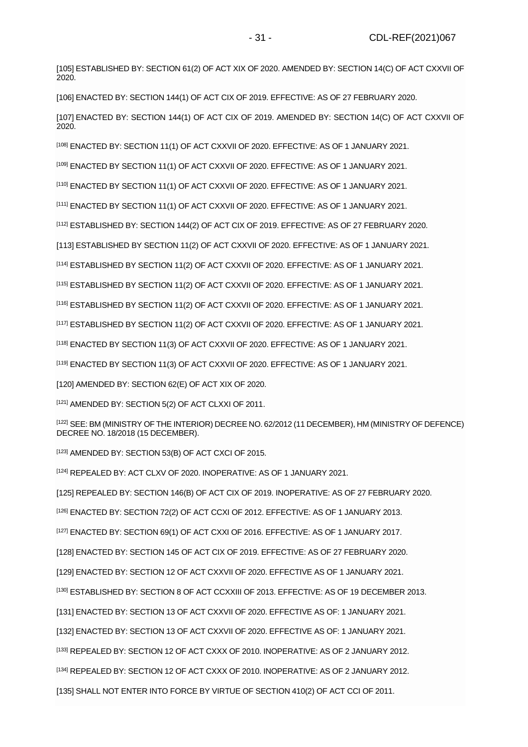[105] ESTABLISHED BY: SECTION 61(2) OF ACT XIX OF 2020. AMENDED BY: SECTION 14(C) OF ACT CXXVII OF 2020.

[106] ENACTED BY: SECTION 144(1) OF ACT CIX OF 2019. EFFECTIVE: AS OF 27 FEBRUARY 2020.

[107] ENACTED BY: SECTION 144(1) OF ACT CIX OF 2019. AMENDED BY: SECTION 14(C) OF ACT CXXVII OF 2020.

[108] ENACTED BY: SECTION 11(1) OF ACT CXXVII OF 2020. EFFECTIVE: AS OF 1 JANUARY 2021.

[109] ENACTED BY SECTION 11(1) OF ACT CXXVII OF 2020. EFFECTIVE: AS OF 1 JANUARY 2021.

[110] ENACTED BY SECTION 11(1) OF ACT CXXVII OF 2020. EFFECTIVE: AS OF 1 JANUARY 2021.

[111] ENACTED BY SECTION 11(1) OF ACT CXXVII OF 2020. EFFECTIVE: AS OF 1 JANUARY 2021.

[112] ESTABLISHED BY: SECTION 144(2) OF ACT CIX OF 2019. EFFECTIVE: AS OF 27 FEBRUARY 2020.

[113] ESTABLISHED BY SECTION 11(2) OF ACT CXXVII OF 2020. EFFECTIVE: AS OF 1 JANUARY 2021.

[114] ESTABLISHED BY SECTION 11(2) OF ACT CXXVII OF 2020. EFFECTIVE: AS OF 1 JANUARY 2021.

[115] ESTABLISHED BY SECTION 11(2) OF ACT CXXVII OF 2020. EFFECTIVE: AS OF 1 JANUARY 2021.

[116] ESTABLISHED BY SECTION 11(2) OF ACT CXXVII OF 2020. EFFECTIVE: AS OF 1 JANUARY 2021.

[117] ESTABLISHED BY SECTION 11(2) OF ACT CXXVII OF 2020. EFFECTIVE: AS OF 1 JANUARY 2021.

[118] ENACTED BY SECTION 11(3) OF ACT CXXVII OF 2020. EFFECTIVE: AS OF 1 JANUARY 2021.

[119] ENACTED BY SECTION 11(3) OF ACT CXXVII OF 2020. EFFECTIVE: AS OF 1 JANUARY 2021.

[120] AMENDED BY: SECTION 62(E) OF ACT XIX OF 2020.

[121] AMENDED BY: SECTION 5(2) OF ACT CLXXI OF 2011.

[122] SEE: BM (MINISTRY OF THE INTERIOR) DECREE NO. 62/2012 (11 DECEMBER), HM (MINISTRY OF DEFENCE) DECREE NO. 18/2018 (15 DECEMBER).

[123] AMENDED BY: SECTION 53(B) OF ACT CXCI OF 2015.

[124] REPEALED BY: ACT CLXV OF 2020. INOPERATIVE: AS OF 1 JANUARY 2021.

[125] REPEALED BY: SECTION 146(B) OF ACT CIX OF 2019. INOPERATIVE: AS OF 27 FEBRUARY 2020.

[126] ENACTED BY: SECTION 72(2) OF ACT CCXI OF 2012. EFFECTIVE: AS OF 1 JANUARY 2013.

[127] ENACTED BY: SECTION 69(1) OF ACT CXXI OF 2016. EFFECTIVE: AS OF 1 JANUARY 2017.

[128] ENACTED BY: SECTION 145 OF ACT CIX OF 2019. EFFECTIVE: AS OF 27 FEBRUARY 2020.

[129] ENACTED BY: SECTION 12 OF ACT CXXVII OF 2020. EFFECTIVE AS OF 1 JANUARY 2021.

[130] ESTABLISHED BY: SECTION 8 OF ACT CCXXIII OF 2013. EFFECTIVE: AS OF 19 DECEMBER 2013.

[131] ENACTED BY: SECTION 13 OF ACT CXXVII OF 2020. EFFECTIVE AS OF: 1 JANUARY 2021.

[132] ENACTED BY: SECTION 13 OF ACT CXXVII OF 2020. EFFECTIVE AS OF: 1 JANUARY 2021.

[133] REPEALED BY: SECTION 12 OF ACT CXXX OF 2010. INOPERATIVE: AS OF 2 JANUARY 2012.

[134] REPEALED BY: SECTION 12 OF ACT CXXX OF 2010. INOPERATIVE: AS OF 2 JANUARY 2012.

[135] SHALL NOT ENTER INTO FORCE BY VIRTUE OF SECTION 410(2) OF ACT CCI OF 2011.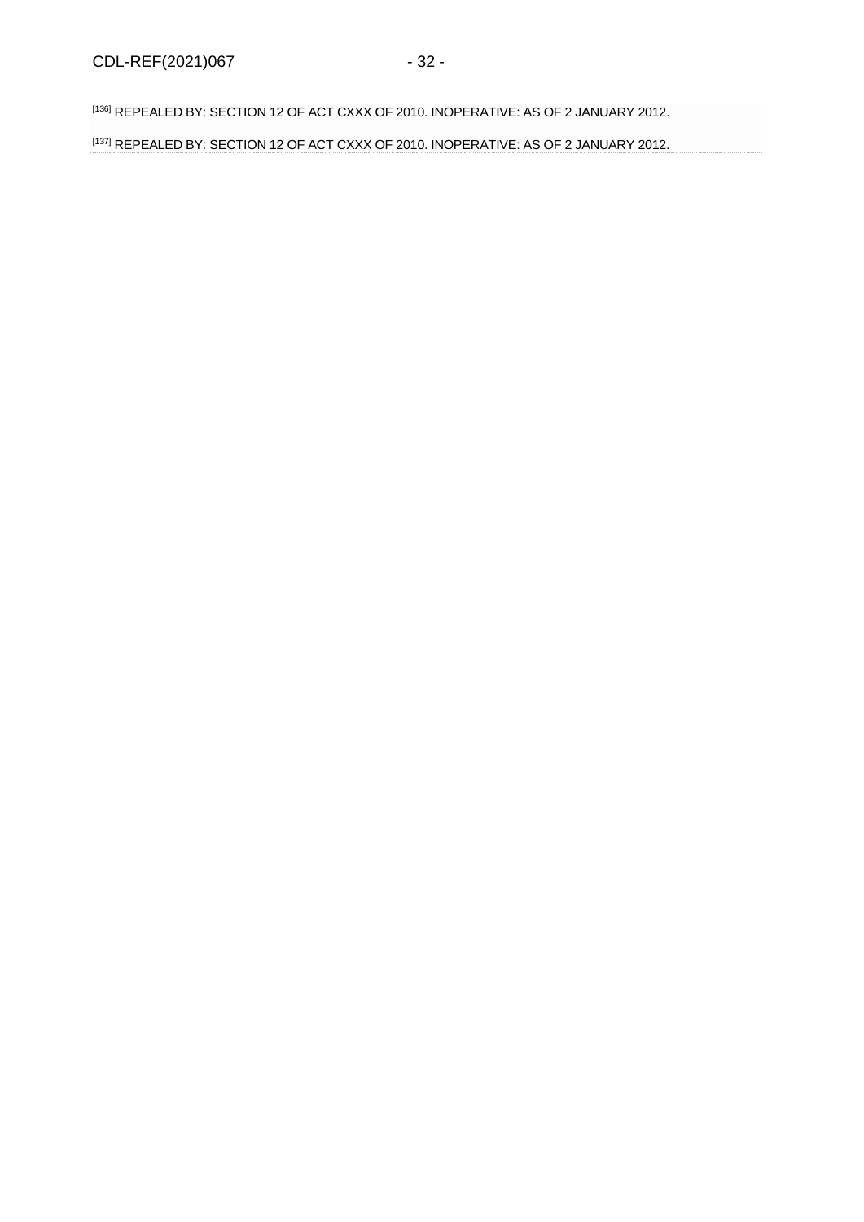[136] REPEALED BY: SECTION 12 OF ACT CXXX OF 2010. INOPERATIVE: AS OF 2 JANUARY 2012.

[137] REPEALED BY: SECTION 12 OF ACT CXXX OF 2010. INOPERATIVE: AS OF 2 JANUARY 2012.